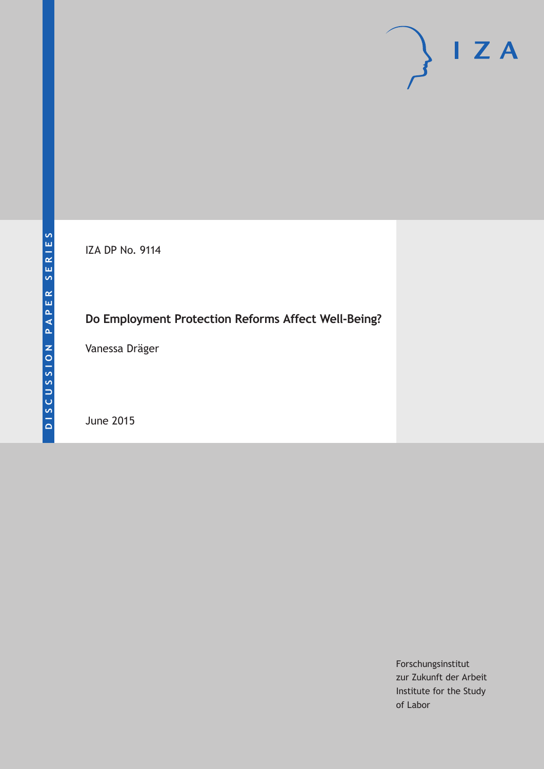IZA DP No. 9114

# Do Employment Protection Reforms Affect Well-Being?

Vanessa Dräger

June 2015

DISCUSSION PAPER SERIES

Forschungsinstitut
zur Zukunft der Arbeit
Institute for the Study
of Labor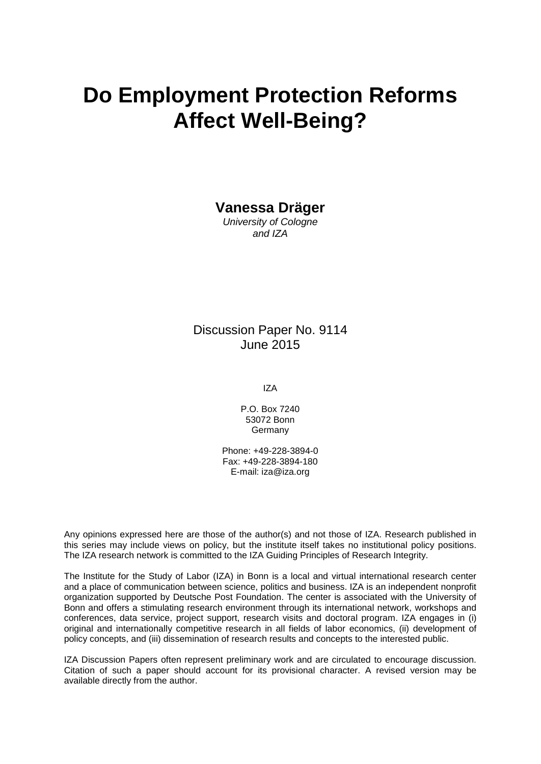# Do Employment Protection Reforms Affect Well-Being?

**Vanessa Dräger**

*University of Cologne and IZA*

Discussion Paper No. 9114
June 2015

IZA

P.O. Box 7240
53072 Bonn
Germany

Phone: +49-228-3894-0
Fax: +49-228-3894-180
E-mail: iza@iza.org

Any opinions expressed here are those of the author(s) and not those of IZA. Research published in this series may include views on policy, but the institute itself takes no institutional policy positions. The IZA research network is committed to the IZA Guiding Principles of Research Integrity.

The Institute for the Study of Labor (IZA) in Bonn is a local and virtual international research center and a place of communication between science, politics and business. IZA is an independent nonprofit organization supported by Deutsche Post Foundation. The center is associated with the University of Bonn and offers a stimulating research environment through its international network, workshops and conferences, data service, project support, research visits and doctoral program. IZA engages in (i) original and internationally competitive research in all fields of labor economics, (ii) development of policy concepts, and (iii) dissemination of research results and concepts to the interested public.

IZA Discussion Papers often represent preliminary work and are circulated to encourage discussion. Citation of such a paper should account for its provisional character. A revised version may be available directly from the author.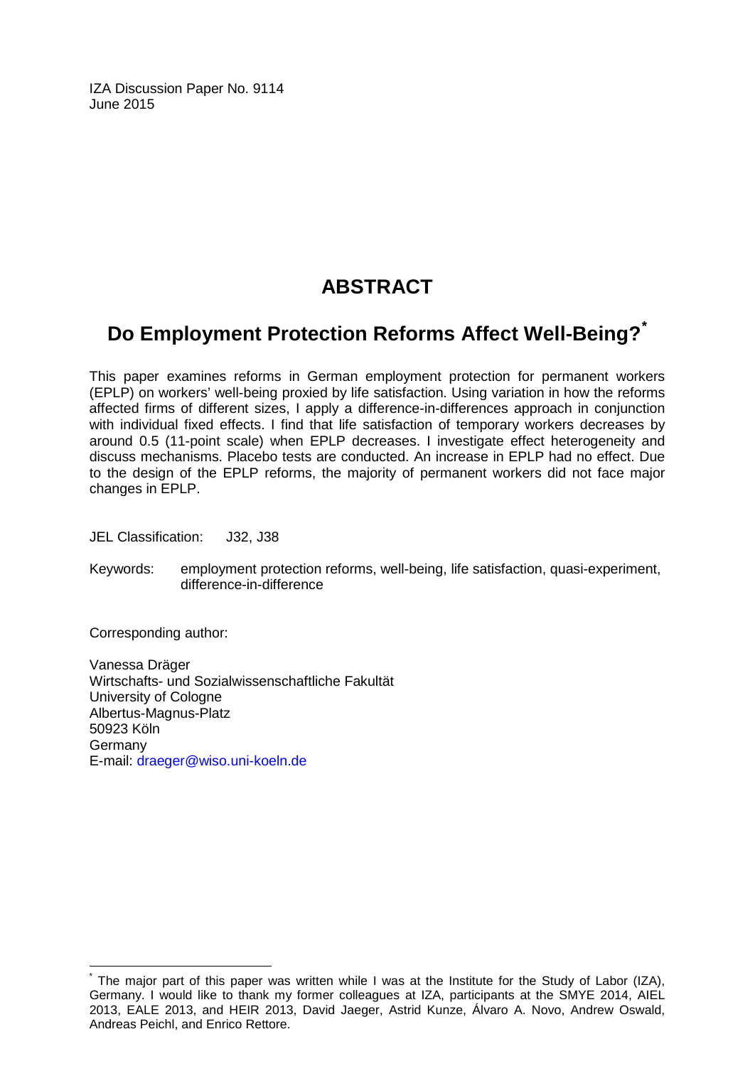IZA Discussion Paper No. 9114
June 2015

# ABSTRACT

## Do Employment Protection Reforms Affect Well-Being?*

This paper examines reforms in German employment protection for permanent workers (EPLP) on workers' well-being proxied by life satisfaction. Using variation in how the reforms affected firms of different sizes, I apply a difference-in-differences approach in conjunction with individual fixed effects. I find that life satisfaction of temporary workers decreases by around 0.5 (11-point scale) when EPLP decreases. I investigate effect heterogeneity and discuss mechanisms. Placebo tests are conducted. An increase in EPLP had no effect. Due to the design of the EPLP reforms, the majority of permanent workers did not face major changes in EPLP.

JEL Classification: J32, J38

Keywords: employment protection reforms, well-being, life satisfaction, quasi-experiment, difference-in-difference

Corresponding author:

Vanessa Dräger
Wirtschafts- und Sozialwissenschaftliche Fakultät
University of Cologne
Albertus-Magnus-Platz
50923 Köln
Germany
E-mail: draeger@wiso.uni-koeln.de

---

* The major part of this paper was written while I was at the Institute for the Study of Labor (IZA), Germany. I would like to thank my former colleagues at IZA, participants at the SMYE 2014, AIEL 2013, EALE 2013, and HEIR 2013, David Jaeger, Astrid Kunze, Álvaro A. Novo, Andrew Oswald, Andreas Peichl, and Enrico Rettore.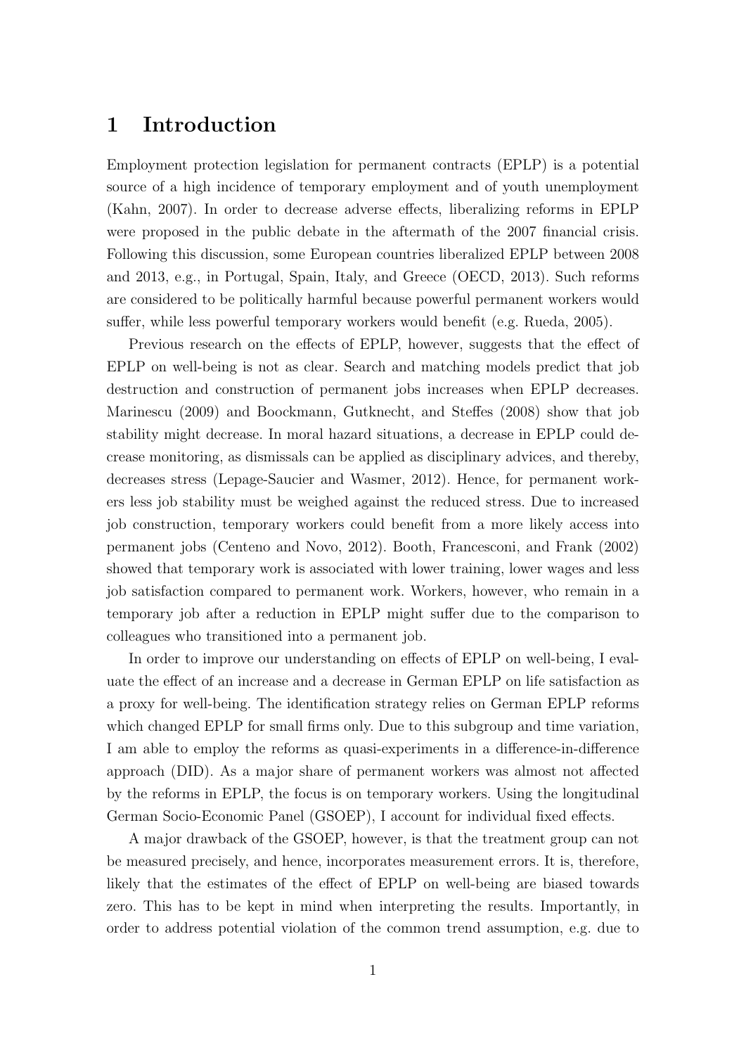# 1 Introduction

Employment protection legislation for permanent contracts (EPLP) is a potential source of a high incidence of temporary employment and of youth unemployment (Kahn, 2007). In order to decrease adverse effects, liberalizing reforms in EPLP were proposed in the public debate in the aftermath of the 2007 financial crisis. Following this discussion, some European countries liberalized EPLP between 2008 and 2013, e.g., in Portugal, Spain, Italy, and Greece (OECD, 2013). Such reforms are considered to be politically harmful because powerful permanent workers would suffer, while less powerful temporary workers would benefit (e.g. Rueda, 2005).

Previous research on the effects of EPLP, however, suggests that the effect of EPLP on well-being is not as clear. Search and matching models predict that job destruction and construction of permanent jobs increases when EPLP decreases. Marinescu (2009) and Boockmann, Gutknecht, and Steffes (2008) show that job stability might decrease. In moral hazard situations, a decrease in EPLP could decrease monitoring, as dismissals can be applied as disciplinary advices, and thereby, decreases stress (Lepage-Saucier and Wasmer, 2012). Hence, for permanent workers less job stability must be weighed against the reduced stress. Due to increased job construction, temporary workers could benefit from a more likely access into permanent jobs (Centeno and Novo, 2012). Booth, Francesconi, and Frank (2002) showed that temporary work is associated with lower training, lower wages and less job satisfaction compared to permanent work. Workers, however, who remain in a temporary job after a reduction in EPLP might suffer due to the comparison to colleagues who transitioned into a permanent job.

In order to improve our understanding on effects of EPLP on well-being, I evaluate the effect of an increase and a decrease in German EPLP on life satisfaction as a proxy for well-being. The identification strategy relies on German EPLP reforms which changed EPLP for small firms only. Due to this subgroup and time variation, I am able to employ the reforms as quasi-experiments in a difference-in-difference approach (DID). As a major share of permanent workers was almost not affected by the reforms in EPLP, the focus is on temporary workers. Using the longitudinal German Socio-Economic Panel (GSOEP), I account for individual fixed effects.

A major drawback of the GSOEP, however, is that the treatment group can not be measured precisely, and hence, incorporates measurement errors. It is, therefore, likely that the estimates of the effect of EPLP on well-being are biased towards zero. This has to be kept in mind when interpreting the results. Importantly, in order to address potential violation of the common trend assumption, e.g. due to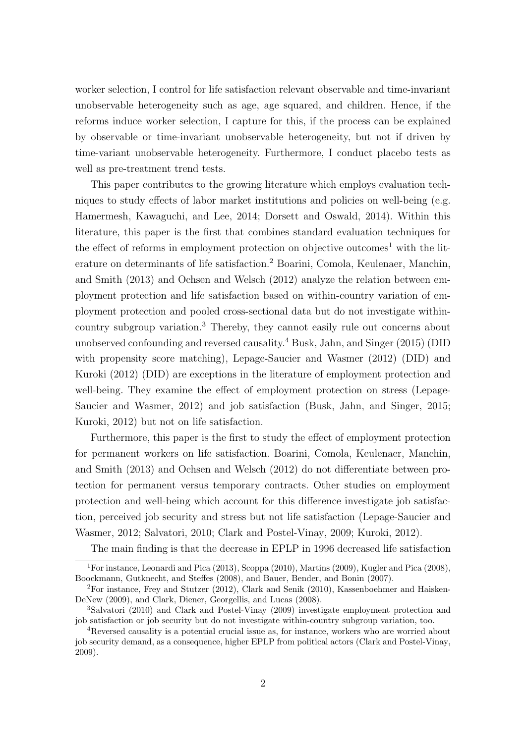worker selection, I control for life satisfaction relevant observable and time-invariant unobservable heterogeneity such as age, age squared, and children. Hence, if the reforms induce worker selection, I capture for this, if the process can be explained by observable or time-invariant unobservable heterogeneity, but not if driven by time-variant unobservable heterogeneity. Furthermore, I conduct placebo tests as well as pre-treatment trend tests.

This paper contributes to the growing literature which employs evaluation techniques to study effects of labor market institutions and policies on well-being (e.g. Hamermesh, Kawaguchi, and Lee, 2014; Dorsett and Oswald, 2014). Within this literature, this paper is the first that combines standard evaluation techniques for the effect of reforms in employment protection on objective outcomes[1] with the literature on determinants of life satisfaction.[2] Boarini, Comola, Keulenaer, Manchin, and Smith (2013) and Ochsen and Welsch (2012) analyze the relation between employment protection and life satisfaction based on within-country variation of employment protection and pooled cross-sectional data but do not investigate within-country subgroup variation.[3] Thereby, they cannot easily rule out concerns about unobserved confounding and reversed causality.[4] Busk, Jahn, and Singer (2015) (DID with propensity score matching), Lepage-Saucier and Wasmer (2012) (DID) and Kuroki (2012) (DID) are exceptions in the literature of employment protection and well-being. They examine the effect of employment protection on stress (Lepage-Saucier and Wasmer, 2012) and job satisfaction (Busk, Jahn, and Singer, 2015; Kuroki, 2012) but not on life satisfaction.

Furthermore, this paper is the first to study the effect of employment protection for permanent workers on life satisfaction. Boarini, Comola, Keulenaer, Manchin, and Smith (2013) and Ochsen and Welsch (2012) do not differentiate between protection for permanent versus temporary contracts. Other studies on employment protection and well-being which account for this difference investigate job satisfaction, perceived job security and stress but not life satisfaction (Lepage-Saucier and Wasmer, 2012; Salvatori, 2010; Clark and Postel-Vinay, 2009; Kuroki, 2012).

The main finding is that the decrease in EPLP in 1996 decreased life satisfaction

[1] For instance, Leonardi and Pica (2013), Scoppa (2010), Martins (2009), Kugler and Pica (2008), Boockmann, Gutknecht, and Steffes (2008), and Bauer, Bender, and Bonin (2007).

[2] For instance, Frey and Stutzer (2012), Clark and Senik (2010), Kassenboehmer and Haisken-DeNew (2009), and Clark, Diener, Georgellis, and Lucas (2008).

[3] Salvatori (2010) and Clark and Postel-Vinay (2009) investigate employment protection and job satisfaction or job security but do not investigate within-country subgroup variation, too.

[4] Reversed causality is a potential crucial issue as, for instance, workers who are worried about job security demand, as a consequence, higher EPLP from political actors (Clark and Postel-Vinay, 2009).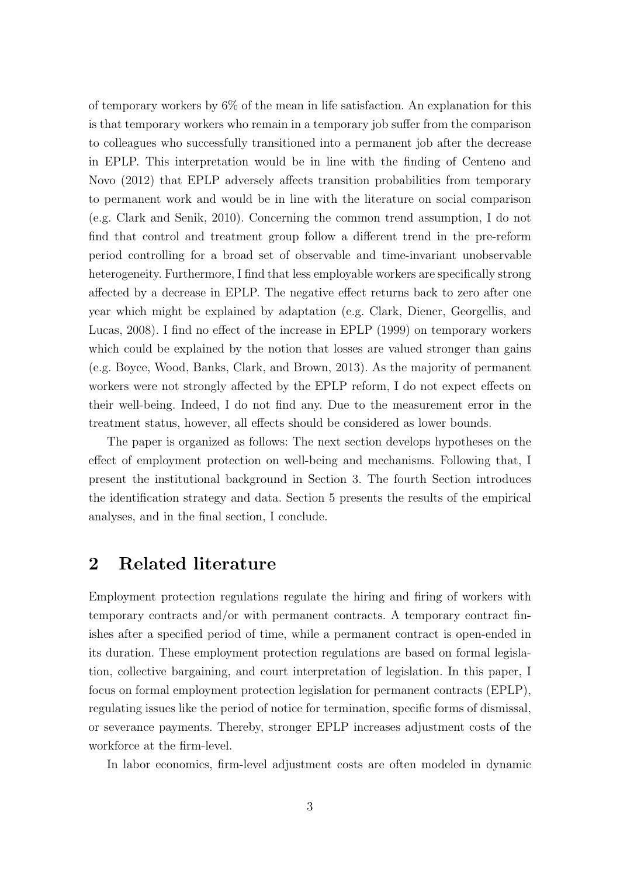of temporary workers by 6% of the mean in life satisfaction. An explanation for this is that temporary workers who remain in a temporary job suffer from the comparison to colleagues who successfully transitioned into a permanent job after the decrease in EPLP. This interpretation would be in line with the finding of Centeno and Novo (2012) that EPLP adversely affects transition probabilities from temporary to permanent work and would be in line with the literature on social comparison (e.g. Clark and Senik, 2010). Concerning the common trend assumption, I do not find that control and treatment group follow a different trend in the pre-reform period controlling for a broad set of observable and time-invariant unobservable heterogeneity. Furthermore, I find that less employable workers are specifically strong affected by a decrease in EPLP. The negative effect returns back to zero after one year which might be explained by adaptation (e.g. Clark, Diener, Georgellis, and Lucas, 2008). I find no effect of the increase in EPLP (1999) on temporary workers which could be explained by the notion that losses are valued stronger than gains (e.g. Boyce, Wood, Banks, Clark, and Brown, 2013). As the majority of permanent workers were not strongly affected by the EPLP reform, I do not expect effects on their well-being. Indeed, I do not find any. Due to the measurement error in the treatment status, however, all effects should be considered as lower bounds.

The paper is organized as follows: The next section develops hypotheses on the effect of employment protection on well-being and mechanisms. Following that, I present the institutional background in Section 3. The fourth Section introduces the identification strategy and data. Section 5 presents the results of the empirical analyses, and in the final section, I conclude.

## 2 Related literature

Employment protection regulations regulate the hiring and firing of workers with temporary contracts and/or with permanent contracts. A temporary contract finishes after a specified period of time, while a permanent contract is open-ended in its duration. These employment protection regulations are based on formal legislation, collective bargaining, and court interpretation of legislation. In this paper, I focus on formal employment protection legislation for permanent contracts (EPLP), regulating issues like the period of notice for termination, specific forms of dismissal, or severance payments. Thereby, stronger EPLP increases adjustment costs of the workforce at the firm-level.

In labor economics, firm-level adjustment costs are often modeled in dynamic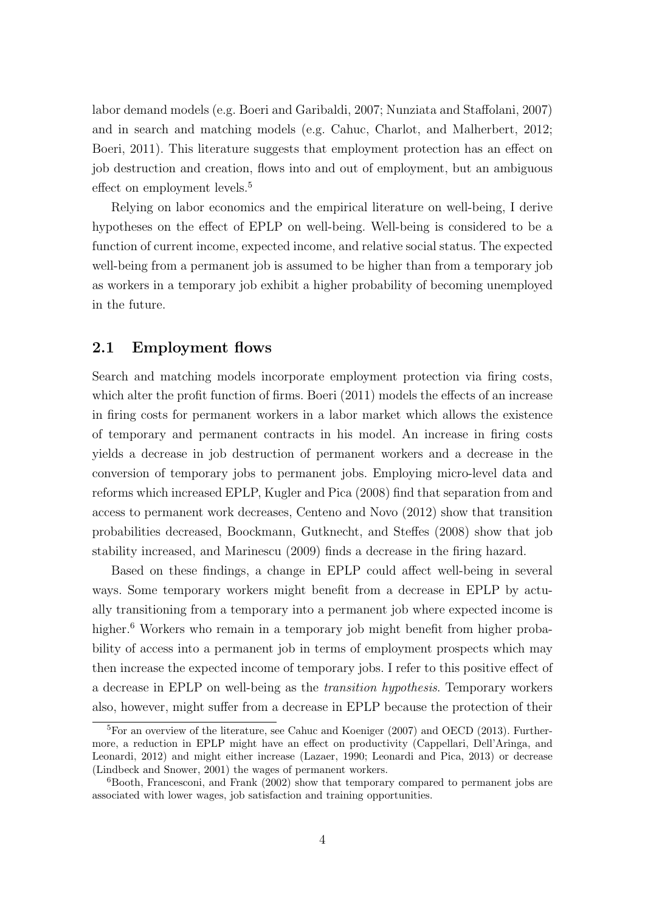labor demand models (e.g. Boeri and Garibaldi, 2007; Nunziata and Staffolani, 2007) and in search and matching models (e.g. Cahuc, Charlot, and Malherbert, 2012; Boeri, 2011). This literature suggests that employment protection has an effect on job destruction and creation, flows into and out of employment, but an ambiguous effect on employment levels.[5]

Relying on labor economics and the empirical literature on well-being, I derive hypotheses on the effect of EPLP on well-being. Well-being is considered to be a function of current income, expected income, and relative social status. The expected well-being from a permanent job is assumed to be higher than from a temporary job as workers in a temporary job exhibit a higher probability of becoming unemployed in the future.

## 2.1 Employment flows

Search and matching models incorporate employment protection via firing costs, which alter the profit function of firms. Boeri (2011) models the effects of an increase in firing costs for permanent workers in a labor market which allows the existence of temporary and permanent contracts in his model. An increase in firing costs yields a decrease in job destruction of permanent workers and a decrease in the conversion of temporary jobs to permanent jobs. Employing micro-level data and reforms which increased EPLP, Kugler and Pica (2008) find that separation from and access to permanent work decreases, Centeno and Novo (2012) show that transition probabilities decreased, Boockmann, Gutknecht, and Steffes (2008) show that job stability increased, and Marinescu (2009) finds a decrease in the firing hazard.

Based on these findings, a change in EPLP could affect well-being in several ways. Some temporary workers might benefit from a decrease in EPLP by actually transitioning from a temporary into a permanent job where expected income is higher.[6] Workers who remain in a temporary job might benefit from higher probability of access into a permanent job in terms of employment prospects which may then increase the expected income of temporary jobs. I refer to this positive effect of a decrease in EPLP on well-being as the *transition hypothesis*. Temporary workers also, however, might suffer from a decrease in EPLP because the protection of their

---

[5] For an overview of the literature, see Cahuc and Koeniger (2007) and OECD (2013). Furthermore, a reduction in EPLP might have an effect on productivity (Cappellari, Dell'Aringa, and Leonardi, 2012) and might either increase (Lazaer, 1990; Leonardi and Pica, 2013) or decrease (Lindbeck and Snower, 2001) the wages of permanent workers.

[6] Booth, Francesconi, and Frank (2002) show that temporary compared to permanent jobs are associated with lower wages, job satisfaction and training opportunities.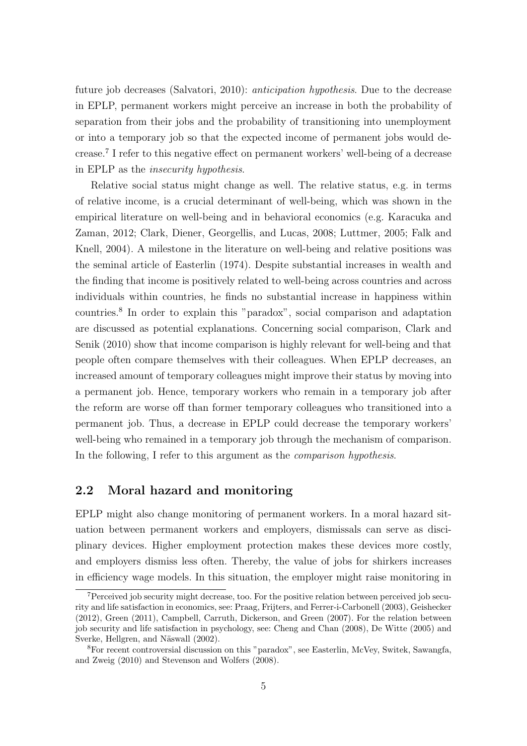future job decreases (Salvatori, 2010): *anticipation hypothesis*. Due to the decrease in EPLP, permanent workers might perceive an increase in both the probability of separation from their jobs and the probability of transitioning into unemployment or into a temporary job so that the expected income of permanent jobs would decrease.[7] I refer to this negative effect on permanent workers' well-being of a decrease in EPLP as the *insecurity hypothesis*.

Relative social status might change as well. The relative status, e.g. in terms of relative income, is a crucial determinant of well-being, which was shown in the empirical literature on well-being and in behavioral economics (e.g. Karacuka and Zaman, 2012; Clark, Diener, Georgellis, and Lucas, 2008; Luttmer, 2005; Falk and Knell, 2004). A milestone in the literature on well-being and relative positions was the seminal article of Easterlin (1974). Despite substantial increases in wealth and the finding that income is positively related to well-being across countries and across individuals within countries, he finds no substantial increase in happiness within countries.[8] In order to explain this "paradox", social comparison and adaptation are discussed as potential explanations. Concerning social comparison, Clark and Senik (2010) show that income comparison is highly relevant for well-being and that people often compare themselves with their colleagues. When EPLP decreases, an increased amount of temporary colleagues might improve their status by moving into a permanent job. Hence, temporary workers who remain in a temporary job after the reform are worse off than former temporary colleagues who transitioned into a permanent job. Thus, a decrease in EPLP could decrease the temporary workers' well-being who remained in a temporary job through the mechanism of comparison. In the following, I refer to this argument as the *comparison hypothesis*.

## 2.2 Moral hazard and monitoring

EPLP might also change monitoring of permanent workers. In a moral hazard situation between permanent workers and employers, dismissals can serve as disciplinary devices. Higher employment protection makes these devices more costly, and employers dismiss less often. Thereby, the value of jobs for shirkers increases in efficiency wage models. In this situation, the employer might raise monitoring in

[7] Perceived job security might decrease, too. For the positive relation between perceived job security and life satisfaction in economics, see: Praag, Frijters, and Ferrer-i-Carbonell (2003), Geishecker (2012), Green (2011), Campbell, Carruth, Dickerson, and Green (2007). For the relation between job security and life satisfaction in psychology, see: Cheng and Chan (2008), De Witte (2005) and Sverke, Hellgren, and Näswall (2002).

[8] For recent controversial discussion on this "paradox", see Easterlin, McVey, Switek, Sawangfa, and Zweig (2010) and Stevenson and Wolfers (2008).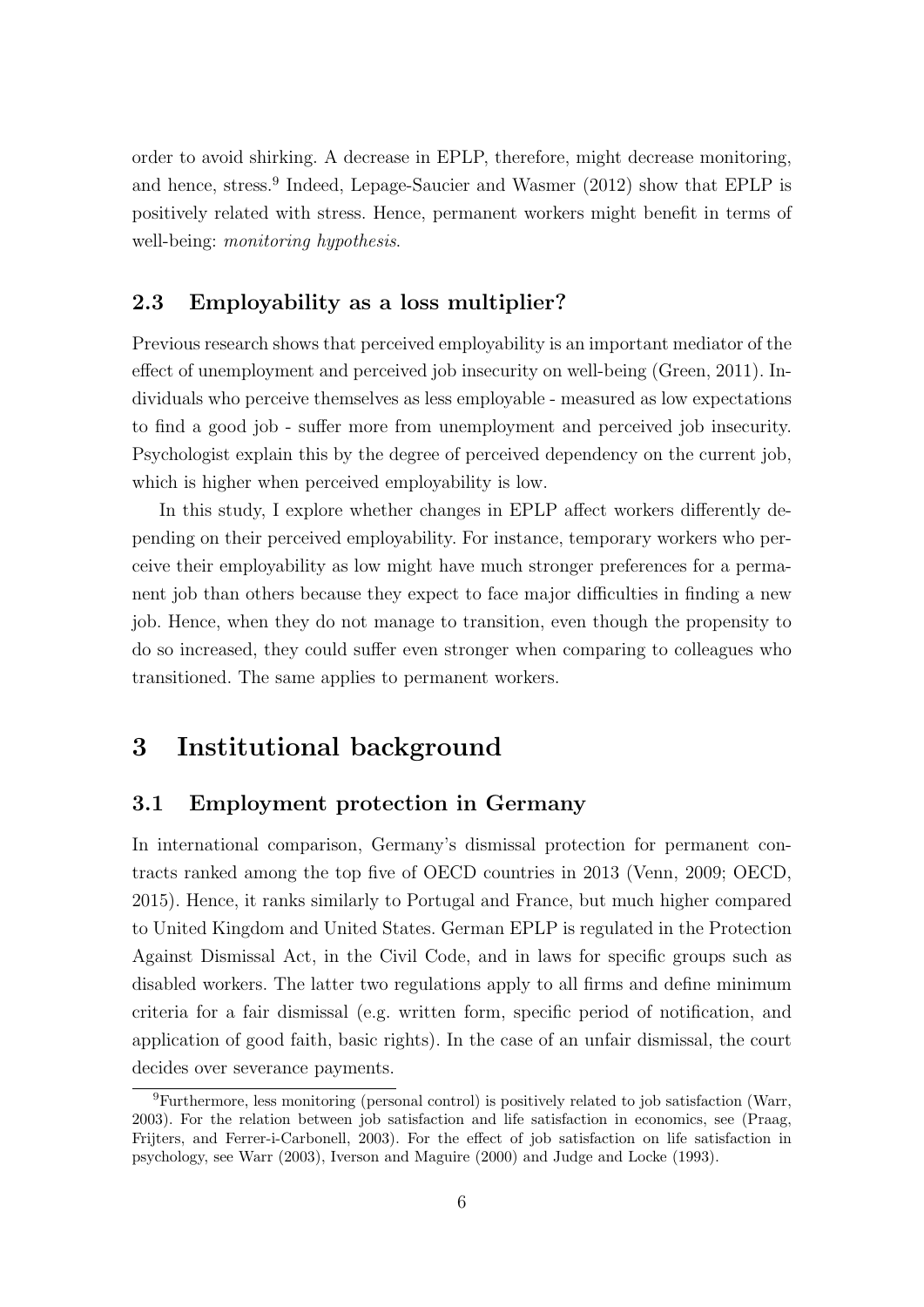order to avoid shirking. A decrease in EPLP, therefore, might decrease monitoring, and hence, stress.[9] Indeed, Lepage-Saucier and Wasmer (2012) show that EPLP is positively related with stress. Hence, permanent workers might benefit in terms of well-being: *monitoring hypothesis*.

### 2.3 Employability as a loss multiplier?

Previous research shows that perceived employability is an important mediator of the effect of unemployment and perceived job insecurity on well-being (Green, 2011). Individuals who perceive themselves as less employable - measured as low expectations to find a good job - suffer more from unemployment and perceived job insecurity. Psychologist explain this by the degree of perceived dependency on the current job, which is higher when perceived employability is low.

In this study, I explore whether changes in EPLP affect workers differently depending on their perceived employability. For instance, temporary workers who perceive their employability as low might have much stronger preferences for a permanent job than others because they expect to face major difficulties in finding a new job. Hence, when they do not manage to transition, even though the propensity to do so increased, they could suffer even stronger when comparing to colleagues who transitioned. The same applies to permanent workers.

## 3 Institutional background

### 3.1 Employment protection in Germany

In international comparison, Germany's dismissal protection for permanent contracts ranked among the top five of OECD countries in 2013 (Venn, 2009; OECD, 2015). Hence, it ranks similarly to Portugal and France, but much higher compared to United Kingdom and United States. German EPLP is regulated in the Protection Against Dismissal Act, in the Civil Code, and in laws for specific groups such as disabled workers. The latter two regulations apply to all firms and define minimum criteria for a fair dismissal (e.g. written form, specific period of notification, and application of good faith, basic rights). In the case of an unfair dismissal, the court decides over severance payments.

[9] Furthermore, less monitoring (personal control) is positively related to job satisfaction (Warr, 2003). For the relation between job satisfaction and life satisfaction in economics, see (Praag, Frijters, and Ferrer-i-Carbonell, 2003). For the effect of job satisfaction on life satisfaction in psychology, see Warr (2003), Iverson and Maguire (2000) and Judge and Locke (1993).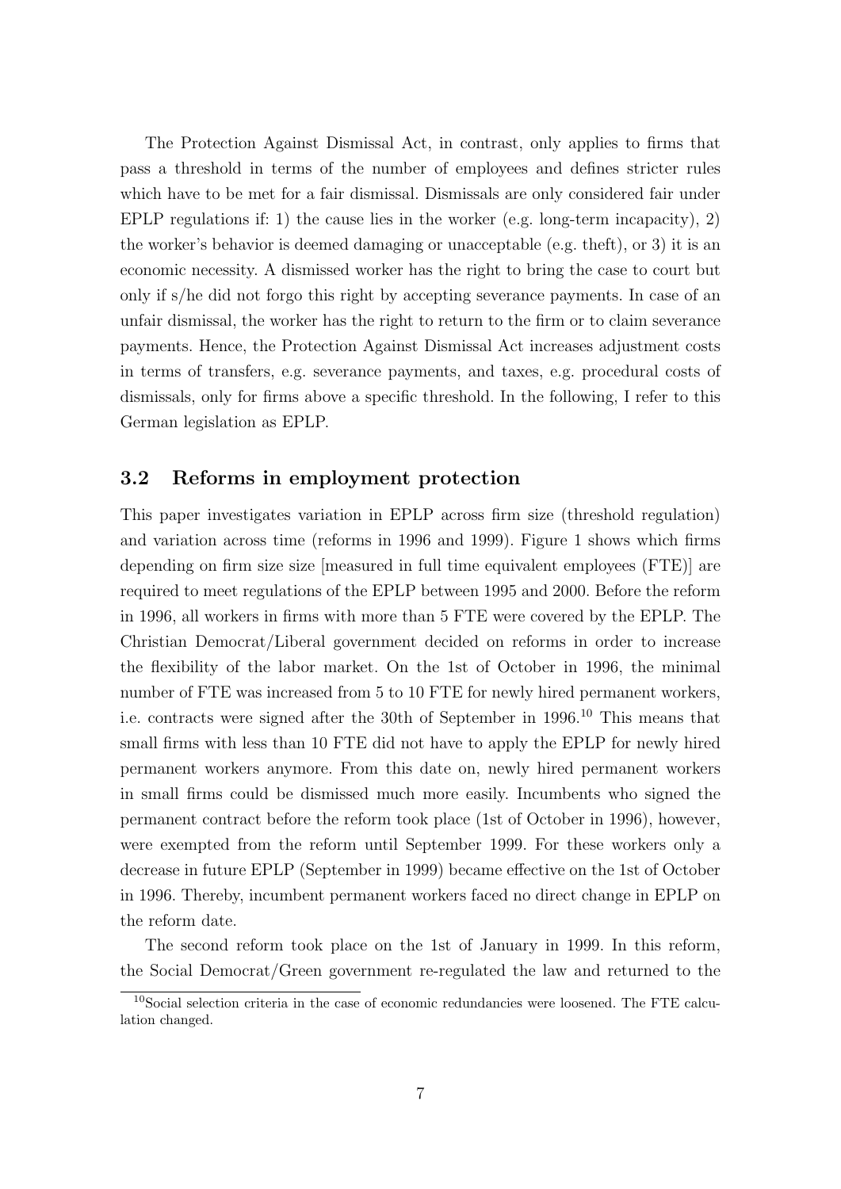The Protection Against Dismissal Act, in contrast, only applies to firms that pass a threshold in terms of the number of employees and defines stricter rules which have to be met for a fair dismissal. Dismissals are only considered fair under EPLP regulations if: 1) the cause lies in the worker (e.g. long-term incapacity), 2) the worker's behavior is deemed damaging or unacceptable (e.g. theft), or 3) it is an economic necessity. A dismissed worker has the right to bring the case to court but only if s/he did not forgo this right by accepting severance payments. In case of an unfair dismissal, the worker has the right to return to the firm or to claim severance payments. Hence, the Protection Against Dismissal Act increases adjustment costs in terms of transfers, e.g. severance payments, and taxes, e.g. procedural costs of dismissals, only for firms above a specific threshold. In the following, I refer to this German legislation as EPLP.

### 3.2 Reforms in employment protection

This paper investigates variation in EPLP across firm size (threshold regulation) and variation across time (reforms in 1996 and 1999). Figure 1 shows which firms depending on firm size size [measured in full time equivalent employees (FTE)] are required to meet regulations of the EPLP between 1995 and 2000. Before the reform in 1996, all workers in firms with more than 5 FTE were covered by the EPLP. The Christian Democrat/Liberal government decided on reforms in order to increase the flexibility of the labor market. On the 1st of October in 1996, the minimal number of FTE was increased from 5 to 10 FTE for newly hired permanent workers, i.e. contracts were signed after the 30th of September in 1996.[10] This means that small firms with less than 10 FTE did not have to apply the EPLP for newly hired permanent workers anymore. From this date on, newly hired permanent workers in small firms could be dismissed much more easily. Incumbents who signed the permanent contract before the reform took place (1st of October in 1996), however, were exempted from the reform until September 1999. For these workers only a decrease in future EPLP (September in 1999) became effective on the 1st of October in 1996. Thereby, incumbent permanent workers faced no direct change in EPLP on the reform date.

The second reform took place on the 1st of January in 1999. In this reform, the Social Democrat/Green government re-regulated the law and returned to the

[10] Social selection criteria in the case of economic redundancies were loosened. The FTE calculation changed.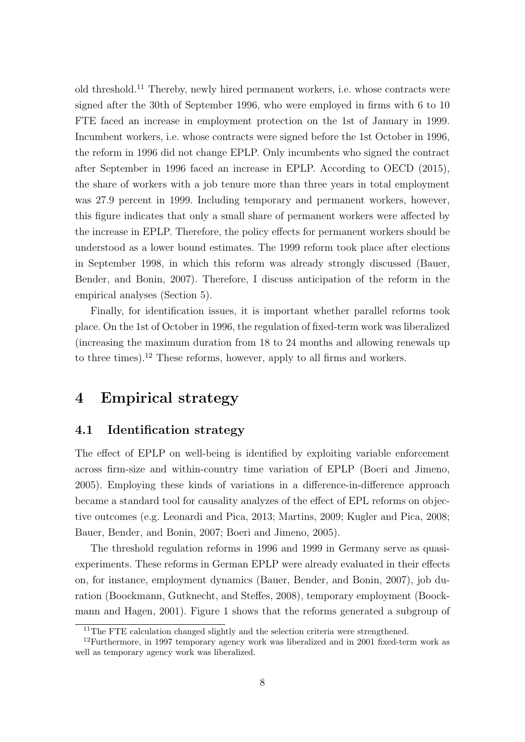old threshold.[11] Thereby, newly hired permanent workers, i.e. whose contracts were signed after the 30th of September 1996, who were employed in firms with 6 to 10 FTE faced an increase in employment protection on the 1st of January in 1999. Incumbent workers, i.e. whose contracts were signed before the 1st October in 1996, the reform in 1996 did not change EPLP. Only incumbents who signed the contract after September in 1996 faced an increase in EPLP. According to OECD (2015), the share of workers with a job tenure more than three years in total employment was 27.9 percent in 1999. Including temporary and permanent workers, however, this figure indicates that only a small share of permanent workers were affected by the increase in EPLP. Therefore, the policy effects for permanent workers should be understood as a lower bound estimates. The 1999 reform took place after elections in September 1998, in which this reform was already strongly discussed (Bauer, Bender, and Bonin, 2007). Therefore, I discuss anticipation of the reform in the empirical analyses (Section 5).

Finally, for identification issues, it is important whether parallel reforms took place. On the 1st of October in 1996, the regulation of fixed-term work was liberalized (increasing the maximum duration from 18 to 24 months and allowing renewals up to three times).[12] These reforms, however, apply to all firms and workers.

# 4 Empirical strategy

## 4.1 Identification strategy

The effect of EPLP on well-being is identified by exploiting variable enforcement across firm-size and within-country time variation of EPLP (Boeri and Jimeno, 2005). Employing these kinds of variations in a difference-in-difference approach became a standard tool for causality analyzes of the effect of EPL reforms on objective outcomes (e.g. Leonardi and Pica, 2013; Martins, 2009; Kugler and Pica, 2008; Bauer, Bender, and Bonin, 2007; Boeri and Jimeno, 2005).

The threshold regulation reforms in 1996 and 1999 in Germany serve as quasi-experiments. These reforms in German EPLP were already evaluated in their effects on, for instance, employment dynamics (Bauer, Bender, and Bonin, 2007), job duration (Boockmann, Gutknecht, and Steffes, 2008), temporary employment (Boockmann and Hagen, 2001). Figure 1 shows that the reforms generated a subgroup of

[11] The FTE calculation changed slightly and the selection criteria were strengthened.

[12] Furthermore, in 1997 temporary agency work was liberalized and in 2001 fixed-term work as well as temporary agency work was liberalized.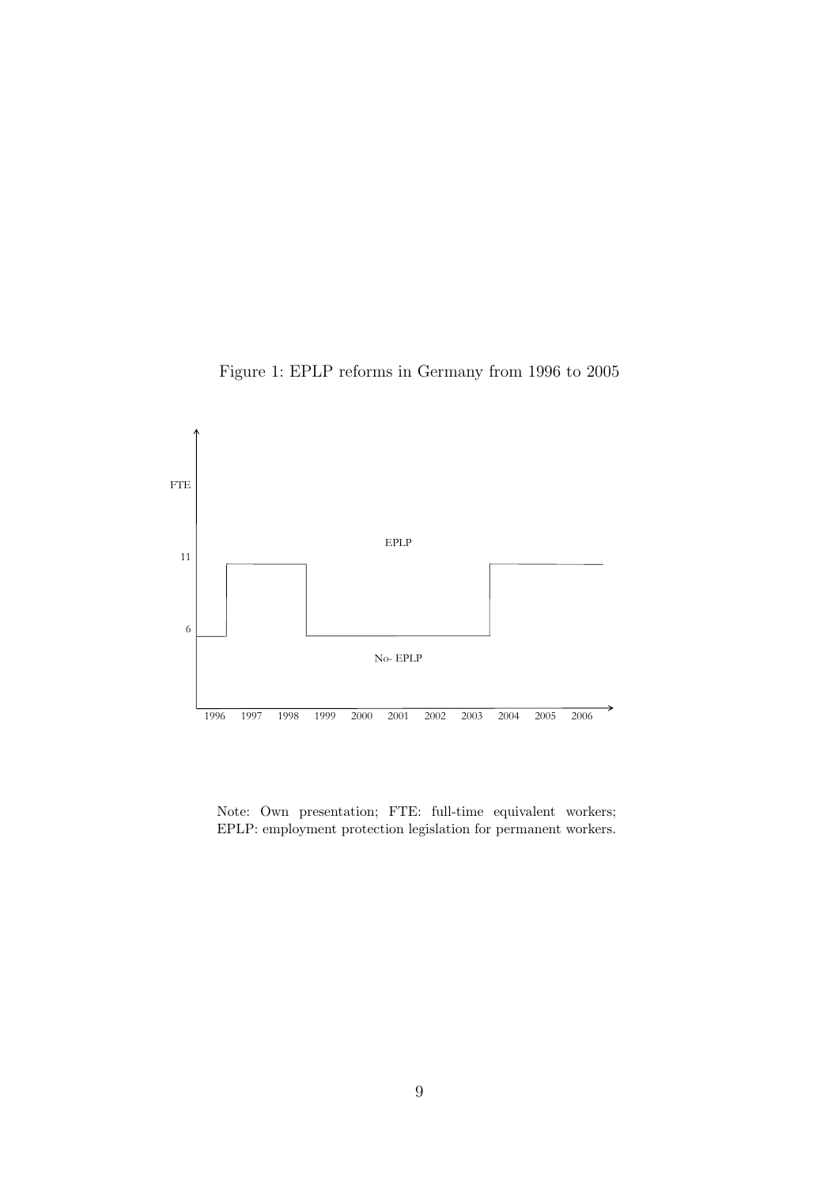Figure 1: EPLP reforms in Germany from 1996 to 2005

Note: Own presentation; FTE: full-time equivalent workers; EPLP: employment protection legislation for permanent workers.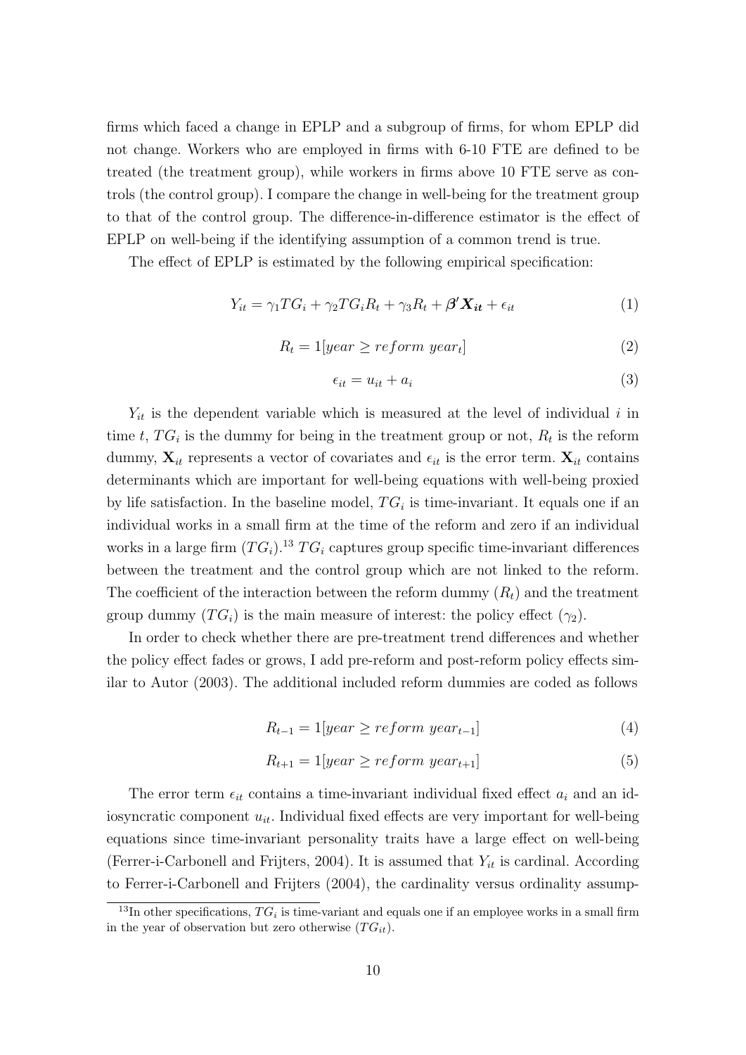firms which faced a change in EPLP and a subgroup of firms, for whom EPLP did not change. Workers who are employed in firms with 6-10 FTE are defined to be treated (the treatment group), while workers in firms above 10 FTE serve as controls (the control group). I compare the change in well-being for the treatment group to that of the control group. The difference-in-difference estimator is the effect of EPLP on well-being if the identifying assumption of a common trend is true.

The effect of EPLP is estimated by the following empirical specification:

$$Y_{it} = \gamma_1 TG_i + \gamma_2 TG_i R_t + \gamma_3 R_t + \boldsymbol{\beta}' \boldsymbol{X_{it}} + \epsilon_{it} \tag{1}$$

$$R_t = 1[year \geq reform\ year_t] \tag{2}$$

$$\epsilon_{it} = u_{it} + a_i \tag{3}$$

$Y_{it}$ is the dependent variable which is measured at the level of individual $i$ in time $t$, $TG_i$ is the dummy for being in the treatment group or not, $R_t$ is the reform dummy, $\mathbf{X}_{it}$ represents a vector of covariates and $\epsilon_{it}$ is the error term. $\mathbf{X}_{it}$ contains determinants which are important for well-being equations with well-being proxied by life satisfaction. In the baseline model, $TG_i$ is time-invariant. It equals one if an individual works in a small firm at the time of the reform and zero if an individual works in a large firm ($TG_i$).[13] $TG_i$ captures group specific time-invariant differences between the treatment and the control group which are not linked to the reform. The coefficient of the interaction between the reform dummy ($R_t$) and the treatment group dummy ($TG_i$) is the main measure of interest: the policy effect ($\gamma_2$).

In order to check whether there are pre-treatment trend differences and whether the policy effect fades or grows, I add pre-reform and post-reform policy effects similar to Autor (2003). The additional included reform dummies are coded as follows

$$R_{t-1} = 1[year \geq reform\ year_{t-1}] \tag{4}$$

$$R_{t+1} = 1[year \geq reform\ year_{t+1}] \tag{5}$$

The error term $\epsilon_{it}$ contains a time-invariant individual fixed effect $a_i$ and an idiosyncratic component $u_{it}$. Individual fixed effects are very important for well-being equations since time-invariant personality traits have a large effect on well-being (Ferrer-i-Carbonell and Frijters, 2004). It is assumed that $Y_{it}$ is cardinal. According to Ferrer-i-Carbonell and Frijters (2004), the cardinality versus ordinality assump-

[13] In other specifications, $TG_i$ is time-variant and equals one if an employee works in a small firm in the year of observation but zero otherwise ($TG_{it}$).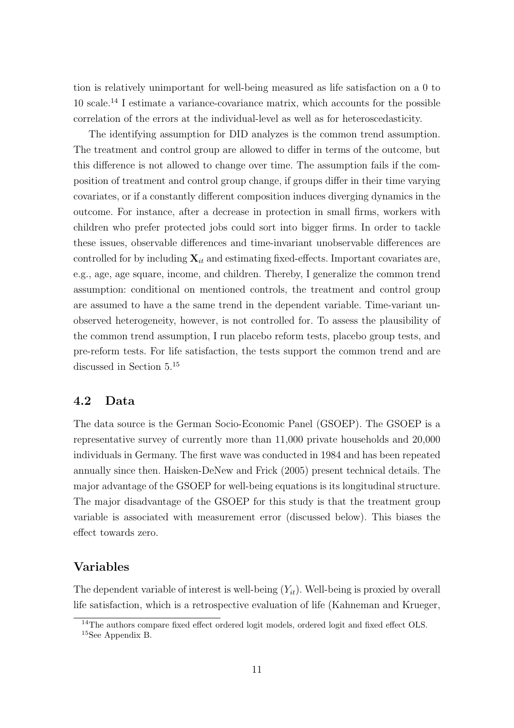tion is relatively unimportant for well-being measured as life satisfaction on a 0 to 10 scale.[14] I estimate a variance-covariance matrix, which accounts for the possible correlation of the errors at the individual-level as well as for heteroscedasticity.

The identifying assumption for DID analyzes is the common trend assumption. The treatment and control group are allowed to differ in terms of the outcome, but this difference is not allowed to change over time. The assumption fails if the composition of treatment and control group change, if groups differ in their time varying covariates, or if a constantly different composition induces diverging dynamics in the outcome. For instance, after a decrease in protection in small firms, workers with children who prefer protected jobs could sort into bigger firms. In order to tackle these issues, observable differences and time-invariant unobservable differences are controlled for by including $\mathbf{X}_{it}$ and estimating fixed-effects. Important covariates are, e.g., age, age square, income, and children. Thereby, I generalize the common trend assumption: conditional on mentioned controls, the treatment and control group are assumed to have a the same trend in the dependent variable. Time-variant unobserved heterogeneity, however, is not controlled for. To assess the plausibility of the common trend assumption, I run placebo reform tests, placebo group tests, and pre-reform tests. For life satisfaction, the tests support the common trend and are discussed in Section 5.[15]

## 4.2 Data

The data source is the German Socio-Economic Panel (GSOEP). The GSOEP is a representative survey of currently more than 11,000 private households and 20,000 individuals in Germany. The first wave was conducted in 1984 and has been repeated annually since then. Haisken-DeNew and Frick (2005) present technical details. The major advantage of the GSOEP for well-being equations is its longitudinal structure. The major disadvantage of the GSOEP for this study is that the treatment group variable is associated with measurement error (discussed below). This biases the effect towards zero.

### Variables

The dependent variable of interest is well-being ($Y_{it}$). Well-being is proxied by overall life satisfaction, which is a retrospective evaluation of life (Kahneman and Krueger,

[14] The authors compare fixed effect ordered logit models, ordered logit and fixed effect OLS.

[15] See Appendix B.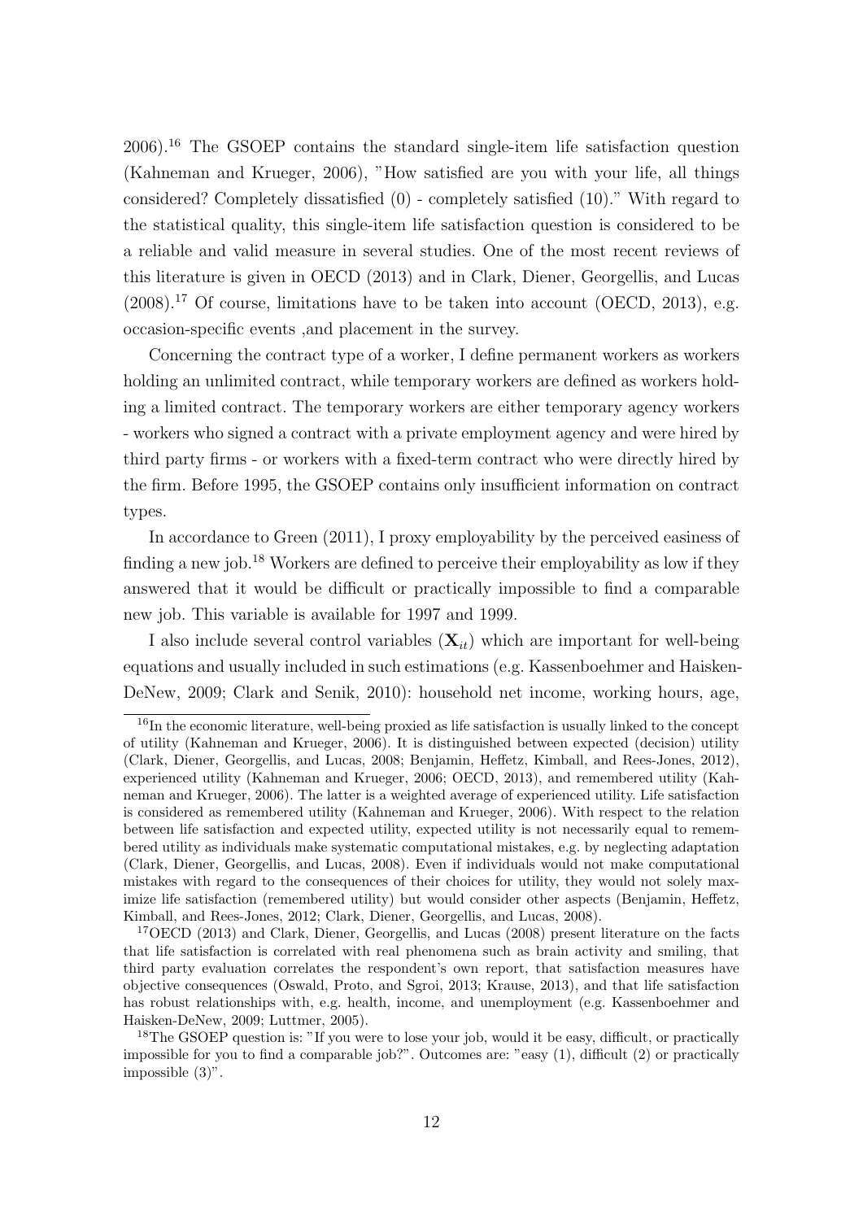2006).[16] The GSOEP contains the standard single-item life satisfaction question (Kahneman and Krueger, 2006), "How satisfied are you with your life, all things considered? Completely dissatisfied (0) - completely satisfied (10)." With regard to the statistical quality, this single-item life satisfaction question is considered to be a reliable and valid measure in several studies. One of the most recent reviews of this literature is given in OECD (2013) and in Clark, Diener, Georgellis, and Lucas (2008).[17] Of course, limitations have to be taken into account (OECD, 2013), e.g. occasion-specific events ,and placement in the survey.

Concerning the contract type of a worker, I define permanent workers as workers holding an unlimited contract, while temporary workers are defined as workers holding a limited contract. The temporary workers are either temporary agency workers - workers who signed a contract with a private employment agency and were hired by third party firms - or workers with a fixed-term contract who were directly hired by the firm. Before 1995, the GSOEP contains only insufficient information on contract types.

In accordance to Green (2011), I proxy employability by the perceived easiness of finding a new job.[18] Workers are defined to perceive their employability as low if they answered that it would be difficult or practically impossible to find a comparable new job. This variable is available for 1997 and 1999.

I also include several control variables ($\mathbf{X}_{it}$) which are important for well-being equations and usually included in such estimations (e.g. Kassenboehmer and Haisken-DeNew, 2009; Clark and Senik, 2010): household net income, working hours, age,

[16]In the economic literature, well-being proxied as life satisfaction is usually linked to the concept of utility (Kahneman and Krueger, 2006). It is distinguished between expected (decision) utility (Clark, Diener, Georgellis, and Lucas, 2008; Benjamin, Heffetz, Kimball, and Rees-Jones, 2012), experienced utility (Kahneman and Krueger, 2006; OECD, 2013), and remembered utility (Kahneman and Krueger, 2006). The latter is a weighted average of experienced utility. Life satisfaction is considered as remembered utility (Kahneman and Krueger, 2006). With respect to the relation between life satisfaction and expected utility, expected utility is not necessarily equal to remembered utility as individuals make systematic computational mistakes, e.g. by neglecting adaptation (Clark, Diener, Georgellis, and Lucas, 2008). Even if individuals would not make computational mistakes with regard to the consequences of their choices for utility, they would not solely maximize life satisfaction (remembered utility) but would consider other aspects (Benjamin, Heffetz, Kimball, and Rees-Jones, 2012; Clark, Diener, Georgellis, and Lucas, 2008).

[17]OECD (2013) and Clark, Diener, Georgellis, and Lucas (2008) present literature on the facts that life satisfaction is correlated with real phenomena such as brain activity and smiling, that third party evaluation correlates the respondent's own report, that satisfaction measures have objective consequences (Oswald, Proto, and Sgroi, 2013; Krause, 2013), and that life satisfaction has robust relationships with, e.g. health, income, and unemployment (e.g. Kassenboehmer and Haisken-DeNew, 2009; Luttmer, 2005).

[18]The GSOEP question is: "If you were to lose your job, would it be easy, difficult, or practically impossible for you to find a comparable job?". Outcomes are: "easy (1), difficult (2) or practically impossible (3)".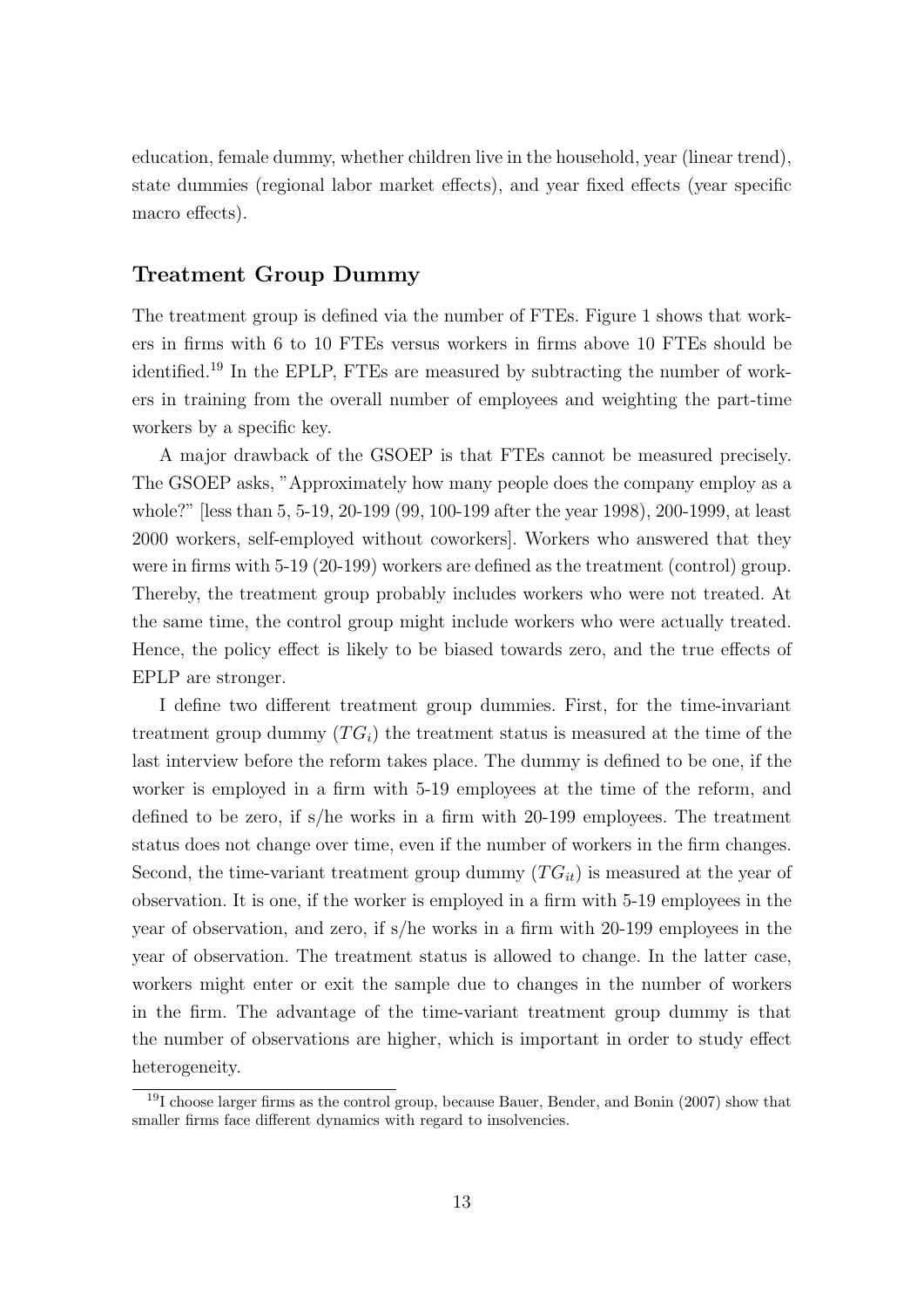education, female dummy, whether children live in the household, year (linear trend), state dummies (regional labor market effects), and year fixed effects (year specific macro effects).

### Treatment Group Dummy

The treatment group is defined via the number of FTEs. Figure 1 shows that workers in firms with 6 to 10 FTEs versus workers in firms above 10 FTEs should be identified.[19] In the EPLP, FTEs are measured by subtracting the number of workers in training from the overall number of employees and weighting the part-time workers by a specific key.

A major drawback of the GSOEP is that FTEs cannot be measured precisely. The GSOEP asks, "Approximately how many people does the company employ as a whole?" [less than 5, 5-19, 20-199 (99, 100-199 after the year 1998), 200-1999, at least 2000 workers, self-employed without coworkers]. Workers who answered that they were in firms with 5-19 (20-199) workers are defined as the treatment (control) group. Thereby, the treatment group probably includes workers who were not treated. At the same time, the control group might include workers who were actually treated. Hence, the policy effect is likely to be biased towards zero, and the true effects of EPLP are stronger.

I define two different treatment group dummies. First, for the time-invariant treatment group dummy ($TG_i$) the treatment status is measured at the time of the last interview before the reform takes place. The dummy is defined to be one, if the worker is employed in a firm with 5-19 employees at the time of the reform, and defined to be zero, if s/he works in a firm with 20-199 employees. The treatment status does not change over time, even if the number of workers in the firm changes. Second, the time-variant treatment group dummy ($TG_{it}$) is measured at the year of observation. It is one, if the worker is employed in a firm with 5-19 employees in the year of observation, and zero, if s/he works in a firm with 20-199 employees in the year of observation. The treatment status is allowed to change. In the latter case, workers might enter or exit the sample due to changes in the number of workers in the firm. The advantage of the time-variant treatment group dummy is that the number of observations are higher, which is important in order to study effect heterogeneity.

[19] I choose larger firms as the control group, because Bauer, Bender, and Bonin (2007) show that smaller firms face different dynamics with regard to insolvencies.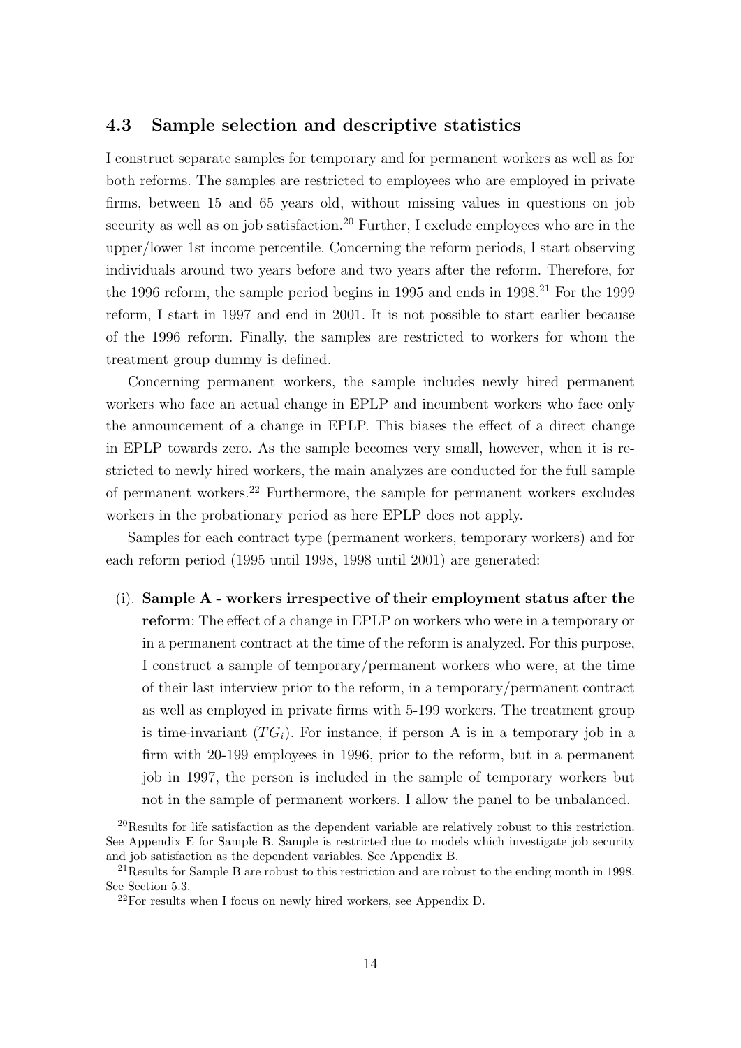### 4.3 Sample selection and descriptive statistics

I construct separate samples for temporary and for permanent workers as well as for both reforms. The samples are restricted to employees who are employed in private firms, between 15 and 65 years old, without missing values in questions on job security as well as on job satisfaction.[20] Further, I exclude employees who are in the upper/lower 1st income percentile. Concerning the reform periods, I start observing individuals around two years before and two years after the reform. Therefore, for the 1996 reform, the sample period begins in 1995 and ends in 1998.[21] For the 1999 reform, I start in 1997 and end in 2001. It is not possible to start earlier because of the 1996 reform. Finally, the samples are restricted to workers for whom the treatment group dummy is defined.

Concerning permanent workers, the sample includes newly hired permanent workers who face an actual change in EPLP and incumbent workers who face only the announcement of a change in EPLP. This biases the effect of a direct change in EPLP towards zero. As the sample becomes very small, however, when it is restricted to newly hired workers, the main analyzes are conducted for the full sample of permanent workers.[22] Furthermore, the sample for permanent workers excludes workers in the probationary period as here EPLP does not apply.

Samples for each contract type (permanent workers, temporary workers) and for each reform period (1995 until 1998, 1998 until 2001) are generated:

(i). **Sample A - workers irrespective of their employment status after the reform**: The effect of a change in EPLP on workers who were in a temporary or in a permanent contract at the time of the reform is analyzed. For this purpose, I construct a sample of temporary/permanent workers who were, at the time of their last interview prior to the reform, in a temporary/permanent contract as well as employed in private firms with 5-199 workers. The treatment group is time-invariant ($TG_i$). For instance, if person A is in a temporary job in a firm with 20-199 employees in 1996, prior to the reform, but in a permanent job in 1997, the person is included in the sample of temporary workers but not in the sample of permanent workers. I allow the panel to be unbalanced.

---

[20] Results for life satisfaction as the dependent variable are relatively robust to this restriction. See Appendix E for Sample B. Sample is restricted due to models which investigate job security and job satisfaction as the dependent variables. See Appendix B.

[21] Results for Sample B are robust to this restriction and are robust to the ending month in 1998. See Section 5.3.

[22] For results when I focus on newly hired workers, see Appendix D.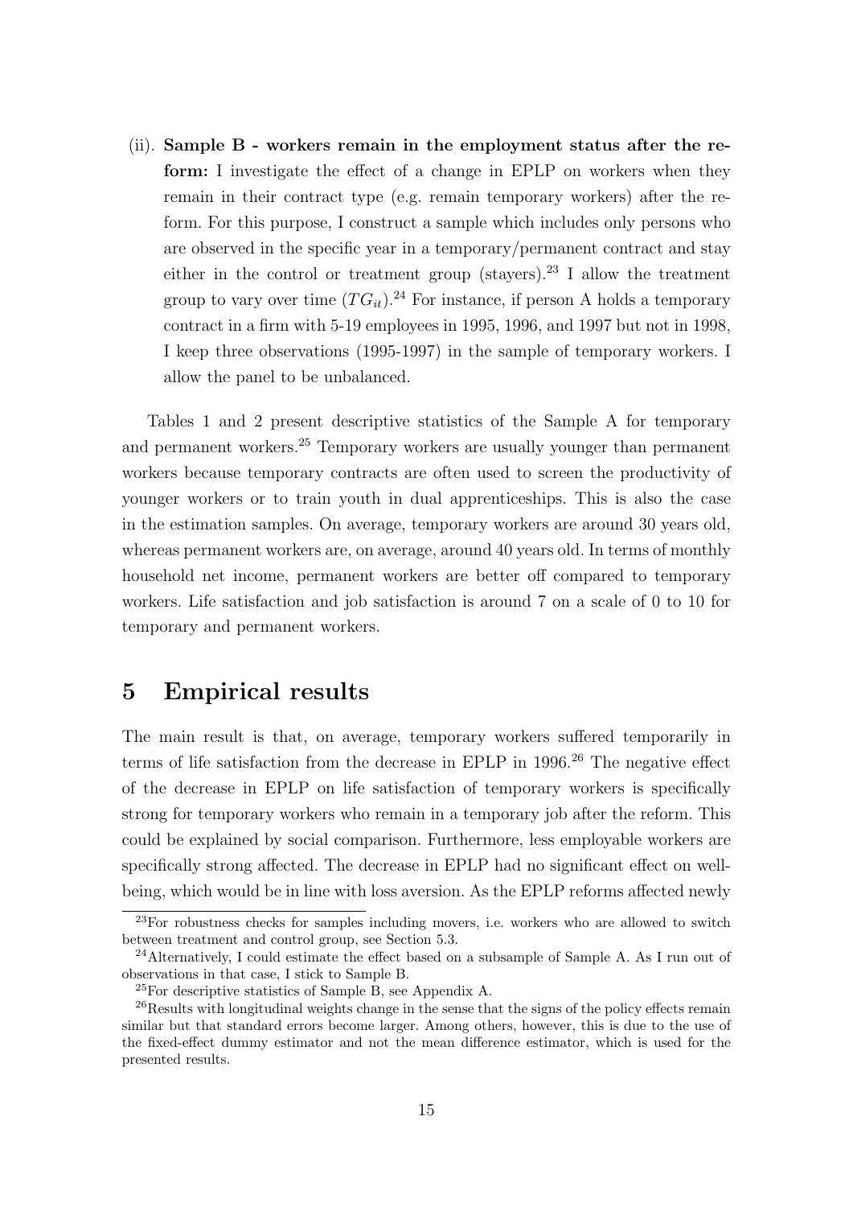(ii). **Sample B - workers remain in the employment status after the reform:** I investigate the effect of a change in EPLP on workers when they remain in their contract type (e.g. remain temporary workers) after the reform. For this purpose, I construct a sample which includes only persons who are observed in the specific year in a temporary/permanent contract and stay either in the control or treatment group (stayers).[23] I allow the treatment group to vary over time ($TG_{it}$).[24] For instance, if person A holds a temporary contract in a firm with 5-19 employees in 1995, 1996, and 1997 but not in 1998, I keep three observations (1995-1997) in the sample of temporary workers. I allow the panel to be unbalanced.

Tables 1 and 2 present descriptive statistics of the Sample A for temporary and permanent workers.[25] Temporary workers are usually younger than permanent workers because temporary contracts are often used to screen the productivity of younger workers or to train youth in dual apprenticeships. This is also the case in the estimation samples. On average, temporary workers are around 30 years old, whereas permanent workers are, on average, around 40 years old. In terms of monthly household net income, permanent workers are better off compared to temporary workers. Life satisfaction and job satisfaction is around 7 on a scale of 0 to 10 for temporary and permanent workers.

# 5 Empirical results

The main result is that, on average, temporary workers suffered temporarily in terms of life satisfaction from the decrease in EPLP in 1996.[26] The negative effect of the decrease in EPLP on life satisfaction of temporary workers is specifically strong for temporary workers who remain in a temporary job after the reform. This could be explained by social comparison. Furthermore, less employable workers are specifically strong affected. The decrease in EPLP had no significant effect on well-being, which would be in line with loss aversion. As the EPLP reforms affected newly

[23] For robustness checks for samples including movers, i.e. workers who are allowed to switch between treatment and control group, see Section 5.3.

[24] Alternatively, I could estimate the effect based on a subsample of Sample A. As I run out of observations in that case, I stick to Sample B.

[25] For descriptive statistics of Sample B, see Appendix A.

[26] Results with longitudinal weights change in the sense that the signs of the policy effects remain similar but that standard errors become larger. Among others, however, this is due to the use of the fixed-effect dummy estimator and not the mean difference estimator, which is used for the presented results.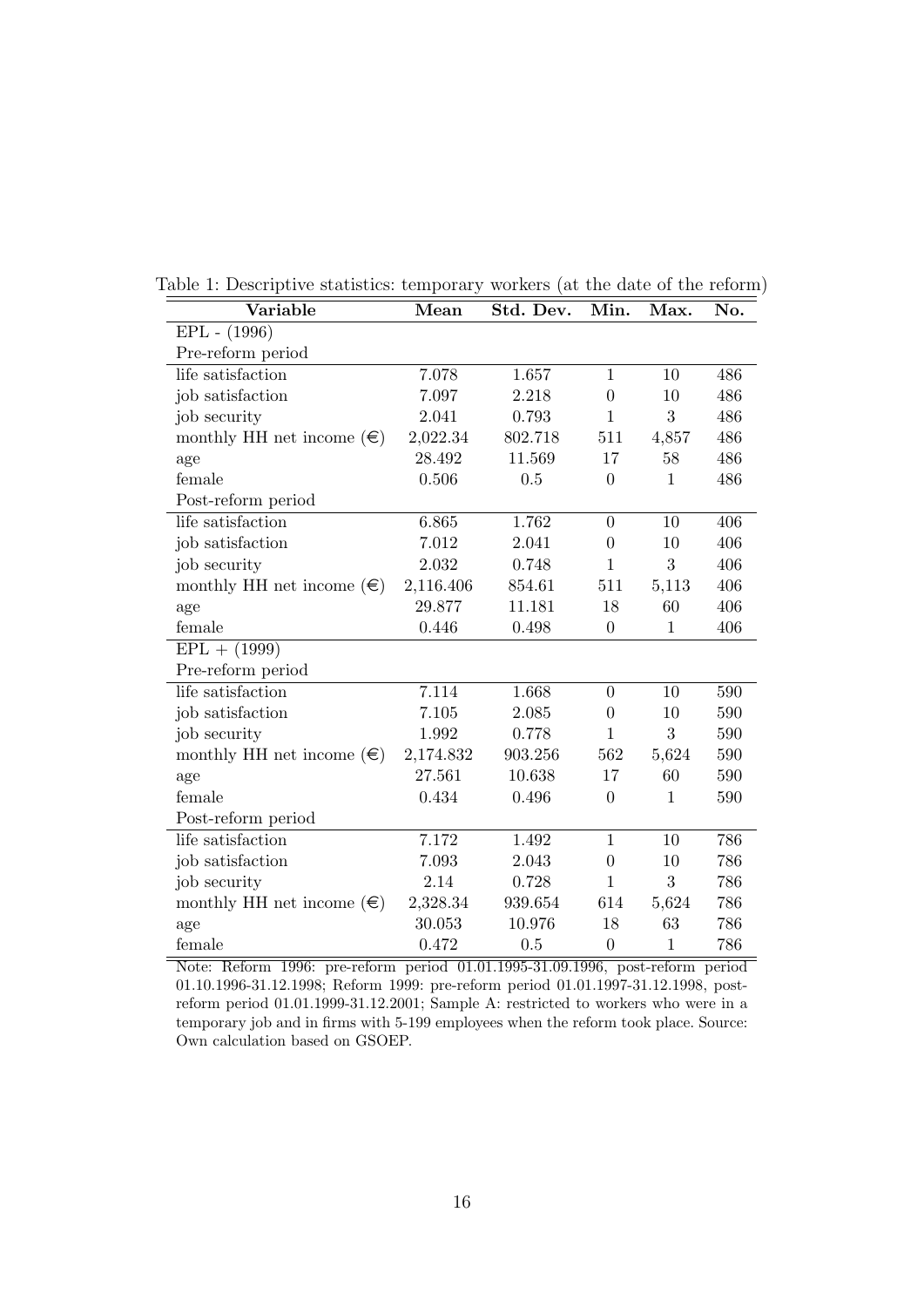Table 1: Descriptive statistics: temporary workers (at the date of the reform)

| Variable | Mean | Std. Dev. | Min. | Max. | No. |
|---|---|---|---|---|---|
| EPL - (1996) | | | | | |
| Pre-reform period | | | | | |
| life satisfaction | 7.078 | 1.657 | 1 | 10 | 486 |
| job satisfaction | 7.097 | 2.218 | 0 | 10 | 486 |
| job security | 2.041 | 0.793 | 1 | 3 | 486 |
| monthly HH net income (€) | 2,022.34 | 802.718 | 511 | 4,857 | 486 |
| age | 28.492 | 11.569 | 17 | 58 | 486 |
| female | 0.506 | 0.5 | 0 | 1 | 486 |
| Post-reform period | | | | | |
| life satisfaction | 6.865 | 1.762 | 0 | 10 | 406 |
| job satisfaction | 7.012 | 2.041 | 0 | 10 | 406 |
| job security | 2.032 | 0.748 | 1 | 3 | 406 |
| monthly HH net income (€) | 2,116.406 | 854.61 | 511 | 5,113 | 406 |
| age | 29.877 | 11.181 | 18 | 60 | 406 |
| female | 0.446 | 0.498 | 0 | 1 | 406 |
| EPL + (1999) | | | | | |
| Pre-reform period | | | | | |
| life satisfaction | 7.114 | 1.668 | 0 | 10 | 590 |
| job satisfaction | 7.105 | 2.085 | 0 | 10 | 590 |
| job security | 1.992 | 0.778 | 1 | 3 | 590 |
| monthly HH net income (€) | 2,174.832 | 903.256 | 562 | 5,624 | 590 |
| age | 27.561 | 10.638 | 17 | 60 | 590 |
| female | 0.434 | 0.496 | 0 | 1 | 590 |
| Post-reform period | | | | | |
| life satisfaction | 7.172 | 1.492 | 1 | 10 | 786 |
| job satisfaction | 7.093 | 2.043 | 0 | 10 | 786 |
| job security | 2.14 | 0.728 | 1 | 3 | 786 |
| monthly HH net income (€) | 2,328.34 | 939.654 | 614 | 5,624 | 786 |
| age | 30.053 | 10.976 | 18 | 63 | 786 |
| female | 0.472 | 0.5 | 0 | 1 | 786 |

Note: Reform 1996: pre-reform period 01.01.1995-31.09.1996, post-reform period 01.10.1996-31.12.1998; Reform 1999: pre-reform period 01.01.1997-31.12.1998, post-reform period 01.01.1999-31.12.2001; Sample A: restricted to workers who were in a temporary job and in firms with 5-199 employees when the reform took place. Source: Own calculation based on GSOEP.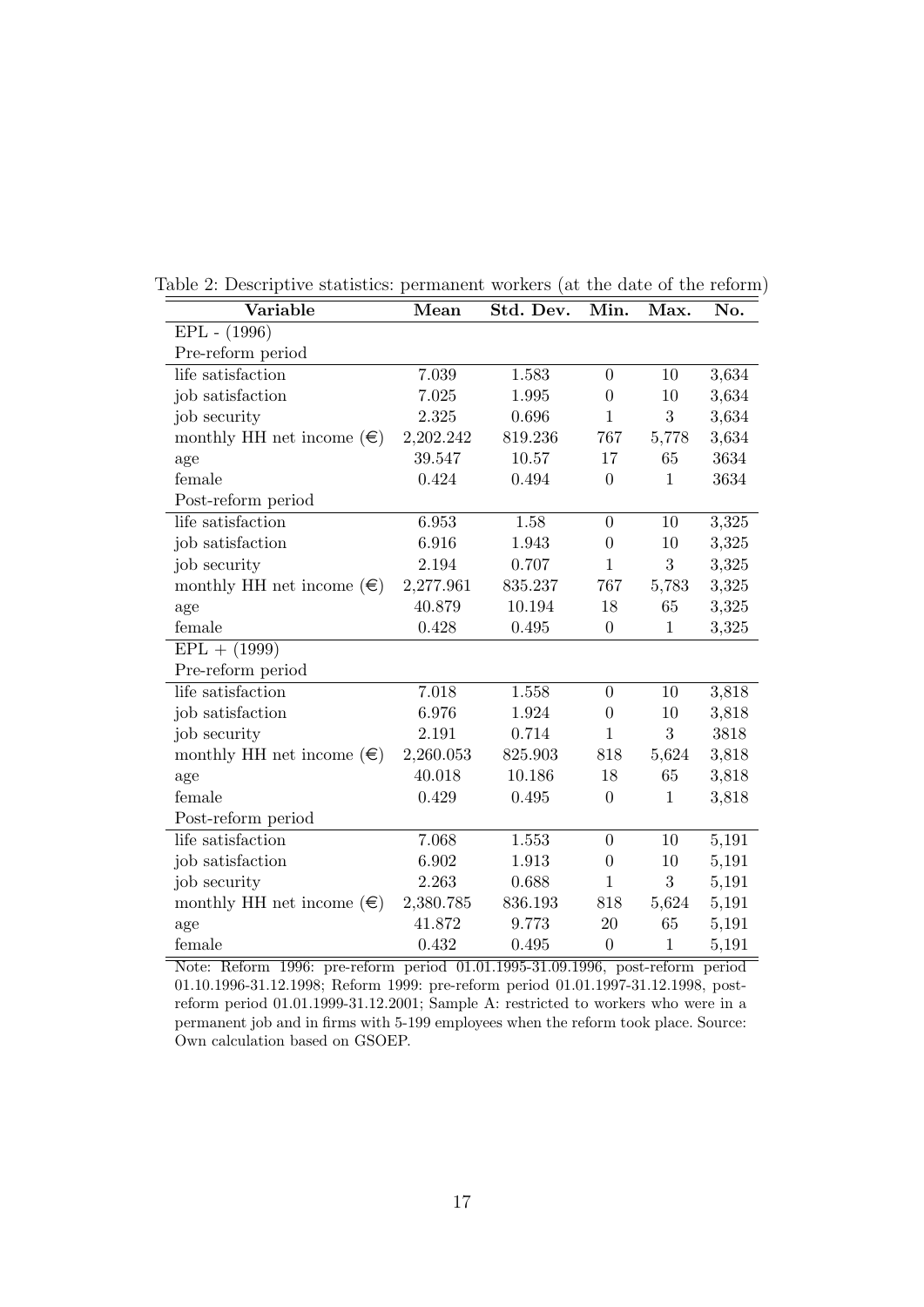Table 2: Descriptive statistics: permanent workers (at the date of the reform)

| Variable | Mean | Std. Dev. | Min. | Max. | No. |
|---|---|---|---|---|---|
| EPL - (1996) | | | | | |
| Pre-reform period | | | | | |
| life satisfaction | 7.039 | 1.583 | 0 | 10 | 3,634 |
| job satisfaction | 7.025 | 1.995 | 0 | 10 | 3,634 |
| job security | 2.325 | 0.696 | 1 | 3 | 3,634 |
| monthly HH net income (€) | 2,202.242 | 819.236 | 767 | 5,778 | 3,634 |
| age | 39.547 | 10.57 | 17 | 65 | 3634 |
| female | 0.424 | 0.494 | 0 | 1 | 3634 |
| Post-reform period | | | | | |
| life satisfaction | 6.953 | 1.58 | 0 | 10 | 3,325 |
| job satisfaction | 6.916 | 1.943 | 0 | 10 | 3,325 |
| job security | 2.194 | 0.707 | 1 | 3 | 3,325 |
| monthly HH net income (€) | 2,277.961 | 835.237 | 767 | 5,783 | 3,325 |
| age | 40.879 | 10.194 | 18 | 65 | 3,325 |
| female | 0.428 | 0.495 | 0 | 1 | 3,325 |
| EPL + (1999) | | | | | |
| Pre-reform period | | | | | |
| life satisfaction | 7.018 | 1.558 | 0 | 10 | 3,818 |
| job satisfaction | 6.976 | 1.924 | 0 | 10 | 3,818 |
| job security | 2.191 | 0.714 | 1 | 3 | 3818 |
| monthly HH net income (€) | 2,260.053 | 825.903 | 818 | 5,624 | 3,818 |
| age | 40.018 | 10.186 | 18 | 65 | 3,818 |
| female | 0.429 | 0.495 | 0 | 1 | 3,818 |
| Post-reform period | | | | | |
| life satisfaction | 7.068 | 1.553 | 0 | 10 | 5,191 |
| job satisfaction | 6.902 | 1.913 | 0 | 10 | 5,191 |
| job security | 2.263 | 0.688 | 1 | 3 | 5,191 |
| monthly HH net income (€) | 2,380.785 | 836.193 | 818 | 5,624 | 5,191 |
| age | 41.872 | 9.773 | 20 | 65 | 5,191 |
| female | 0.432 | 0.495 | 0 | 1 | 5,191 |

Note: Reform 1996: pre-reform period 01.01.1995-31.09.1996, post-reform period 01.10.1996-31.12.1998; Reform 1999: pre-reform period 01.01.1997-31.12.1998, post-reform period 01.01.1999-31.12.2001; Sample A: restricted to workers who were in a permanent job and in firms with 5-199 employees when the reform took place. Source: Own calculation based on GSOEP.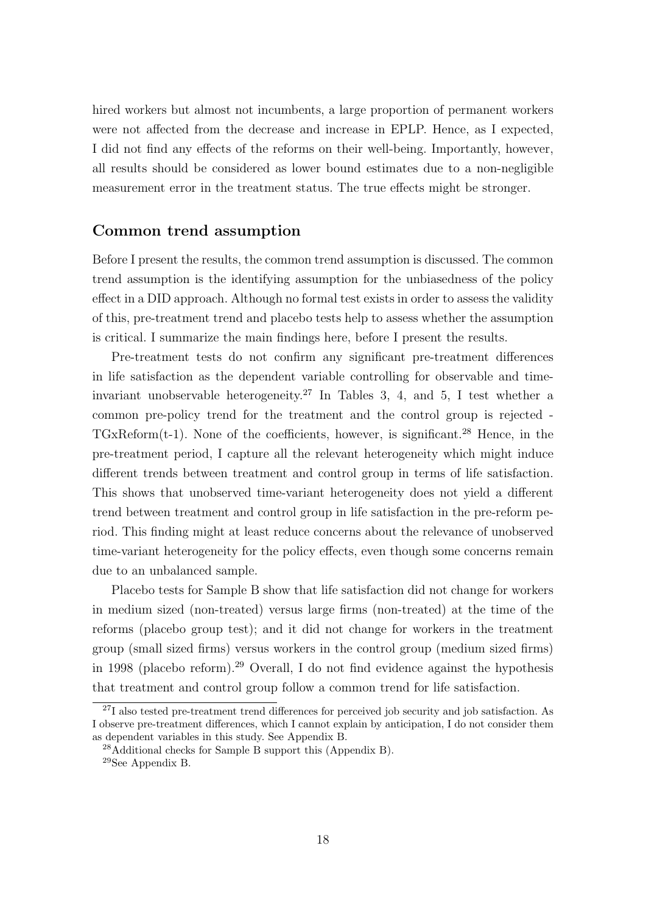hired workers but almost not incumbents, a large proportion of permanent workers were not affected from the decrease and increase in EPLP. Hence, as I expected, I did not find any effects of the reforms on their well-being. Importantly, however, all results should be considered as lower bound estimates due to a non-negligible measurement error in the treatment status. The true effects might be stronger.

### Common trend assumption

Before I present the results, the common trend assumption is discussed. The common trend assumption is the identifying assumption for the unbiasedness of the policy effect in a DID approach. Although no formal test exists in order to assess the validity of this, pre-treatment trend and placebo tests help to assess whether the assumption is critical. I summarize the main findings here, before I present the results.

Pre-treatment tests do not confirm any significant pre-treatment differences in life satisfaction as the dependent variable controlling for observable and time-invariant unobservable heterogeneity.[27] In Tables 3, 4, and 5, I test whether a common pre-policy trend for the treatment and the control group is rejected - TGxReform(t-1). None of the coefficients, however, is significant.[28] Hence, in the pre-treatment period, I capture all the relevant heterogeneity which might induce different trends between treatment and control group in terms of life satisfaction. This shows that unobserved time-variant heterogeneity does not yield a different trend between treatment and control group in life satisfaction in the pre-reform period. This finding might at least reduce concerns about the relevance of unobserved time-variant heterogeneity for the policy effects, even though some concerns remain due to an unbalanced sample.

Placebo tests for Sample B show that life satisfaction did not change for workers in medium sized (non-treated) versus large firms (non-treated) at the time of the reforms (placebo group test); and it did not change for workers in the treatment group (small sized firms) versus workers in the control group (medium sized firms) in 1998 (placebo reform).[29] Overall, I do not find evidence against the hypothesis that treatment and control group follow a common trend for life satisfaction.

[27] I also tested pre-treatment trend differences for perceived job security and job satisfaction. As I observe pre-treatment differences, which I cannot explain by anticipation, I do not consider them as dependent variables in this study. See Appendix B.

[28] Additional checks for Sample B support this (Appendix B).

[29] See Appendix B.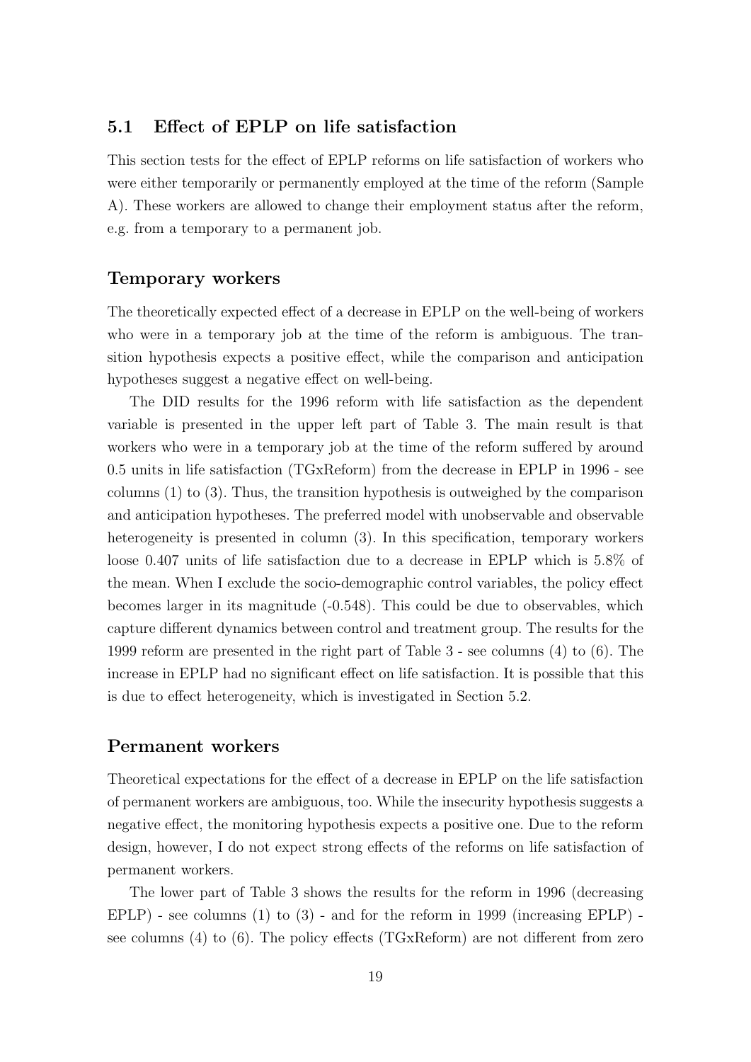## 5.1 Effect of EPLP on life satisfaction

This section tests for the effect of EPLP reforms on life satisfaction of workers who were either temporarily or permanently employed at the time of the reform (Sample A). These workers are allowed to change their employment status after the reform, e.g. from a temporary to a permanent job.

### Temporary workers

The theoretically expected effect of a decrease in EPLP on the well-being of workers who were in a temporary job at the time of the reform is ambiguous. The transition hypothesis expects a positive effect, while the comparison and anticipation hypotheses suggest a negative effect on well-being.

The DID results for the 1996 reform with life satisfaction as the dependent variable is presented in the upper left part of Table 3. The main result is that workers who were in a temporary job at the time of the reform suffered by around 0.5 units in life satisfaction (TGxReform) from the decrease in EPLP in 1996 - see columns (1) to (3). Thus, the transition hypothesis is outweighed by the comparison and anticipation hypotheses. The preferred model with unobservable and observable heterogeneity is presented in column (3). In this specification, temporary workers loose 0.407 units of life satisfaction due to a decrease in EPLP which is 5.8% of the mean. When I exclude the socio-demographic control variables, the policy effect becomes larger in its magnitude (-0.548). This could be due to observables, which capture different dynamics between control and treatment group. The results for the 1999 reform are presented in the right part of Table 3 - see columns (4) to (6). The increase in EPLP had no significant effect on life satisfaction. It is possible that this is due to effect heterogeneity, which is investigated in Section 5.2.

### Permanent workers

Theoretical expectations for the effect of a decrease in EPLP on the life satisfaction of permanent workers are ambiguous, too. While the insecurity hypothesis suggests a negative effect, the monitoring hypothesis expects a positive one. Due to the reform design, however, I do not expect strong effects of the reforms on life satisfaction of permanent workers.

The lower part of Table 3 shows the results for the reform in 1996 (decreasing EPLP) - see columns (1) to (3) - and for the reform in 1999 (increasing EPLP) - see columns (4) to (6). The policy effects (TGxReform) are not different from zero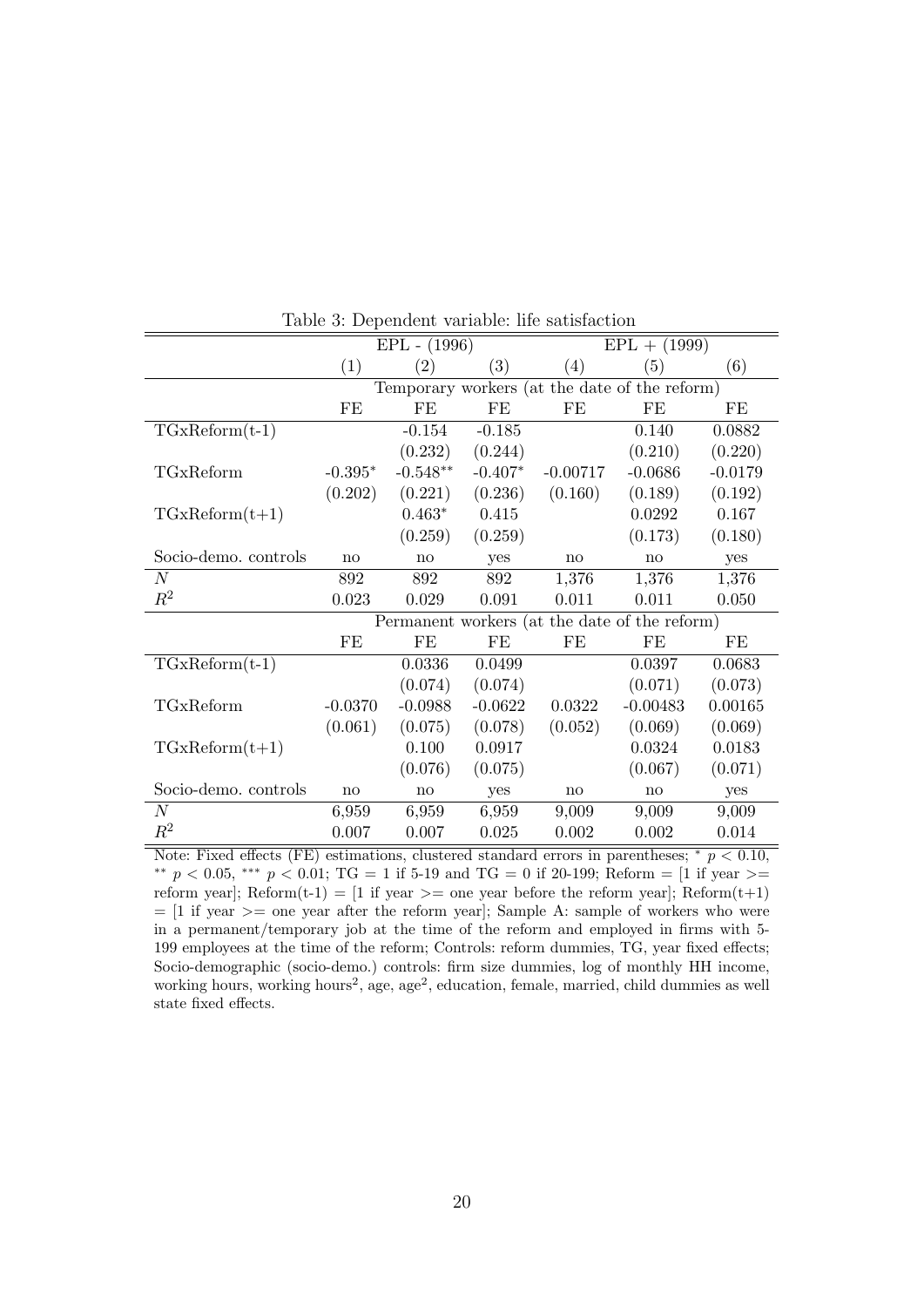Table 3: Dependent variable: life satisfaction

| | EPL - (1996) | | | EPL + (1999) | | |
|---|---|---|---|---|---|---|
| | (1) | (2) | (3) | (4) | (5) | (6) |
| | Temporary workers (at the date of the reform) | | | | | |
| | FE | FE | FE | FE | FE | FE |
| TGxReform(t-1) | | -0.154 | -0.185 | | 0.140 | 0.0882 |
| | | (0.232) | (0.244) | | (0.210) | (0.220) |
| TGxReform | -0.395* | -0.548** | -0.407* | -0.00717 | -0.0686 | -0.0179 |
| | (0.202) | (0.221) | (0.236) | (0.160) | (0.189) | (0.192) |
| TGxReform(t+1) | | 0.463* | 0.415 | | 0.0292 | 0.167 |
| | | (0.259) | (0.259) | | (0.173) | (0.180) |
| Socio-demo. controls | no | no | yes | no | no | yes |
| $N$ | 892 | 892 | 892 | 1,376 | 1,376 | 1,376 |
| $R^2$ | 0.023 | 0.029 | 0.091 | 0.011 | 0.011 | 0.050 |
| | Permanent workers (at the date of the reform) | | | | | |
| | FE | FE | FE | FE | FE | FE |
| TGxReform(t-1) | | 0.0336 | 0.0499 | | 0.0397 | 0.0683 |
| | | (0.074) | (0.074) | | (0.071) | (0.073) |
| TGxReform | -0.0370 | -0.0988 | -0.0622 | 0.0322 | -0.00483 | 0.00165 |
| | (0.061) | (0.075) | (0.078) | (0.052) | (0.069) | (0.069) |
| TGxReform(t+1) | | 0.100 | 0.0917 | | 0.0324 | 0.0183 |
| | | (0.076) | (0.075) | | (0.067) | (0.071) |
| Socio-demo. controls | no | no | yes | no | no | yes |
| $N$ | 6,959 | 6,959 | 6,959 | 9,009 | 9,009 | 9,009 |
| $R^2$ | 0.007 | 0.007 | 0.025 | 0.002 | 0.002 | 0.014 |

Note: Fixed effects (FE) estimations, clustered standard errors in parentheses; * $p < 0.10$, ** $p < 0.05$, *** $p < 0.01$; TG = 1 if 5-19 and TG = 0 if 20-199; Reform = [1 if year >= reform year]; Reform(t-1) = [1 if year >= one year before the reform year]; Reform(t+1) = [1 if year >= one year after the reform year]; Sample A: sample of workers who were in a permanent/temporary job at the time of the reform and employed in firms with 5-199 employees at the time of the reform; Controls: reform dummies, TG, year fixed effects; Socio-demographic (socio-demo.) controls: firm size dummies, log of monthly HH income, working hours, working hours$^2$, age, age$^2$, education, female, married, child dummies as well state fixed effects.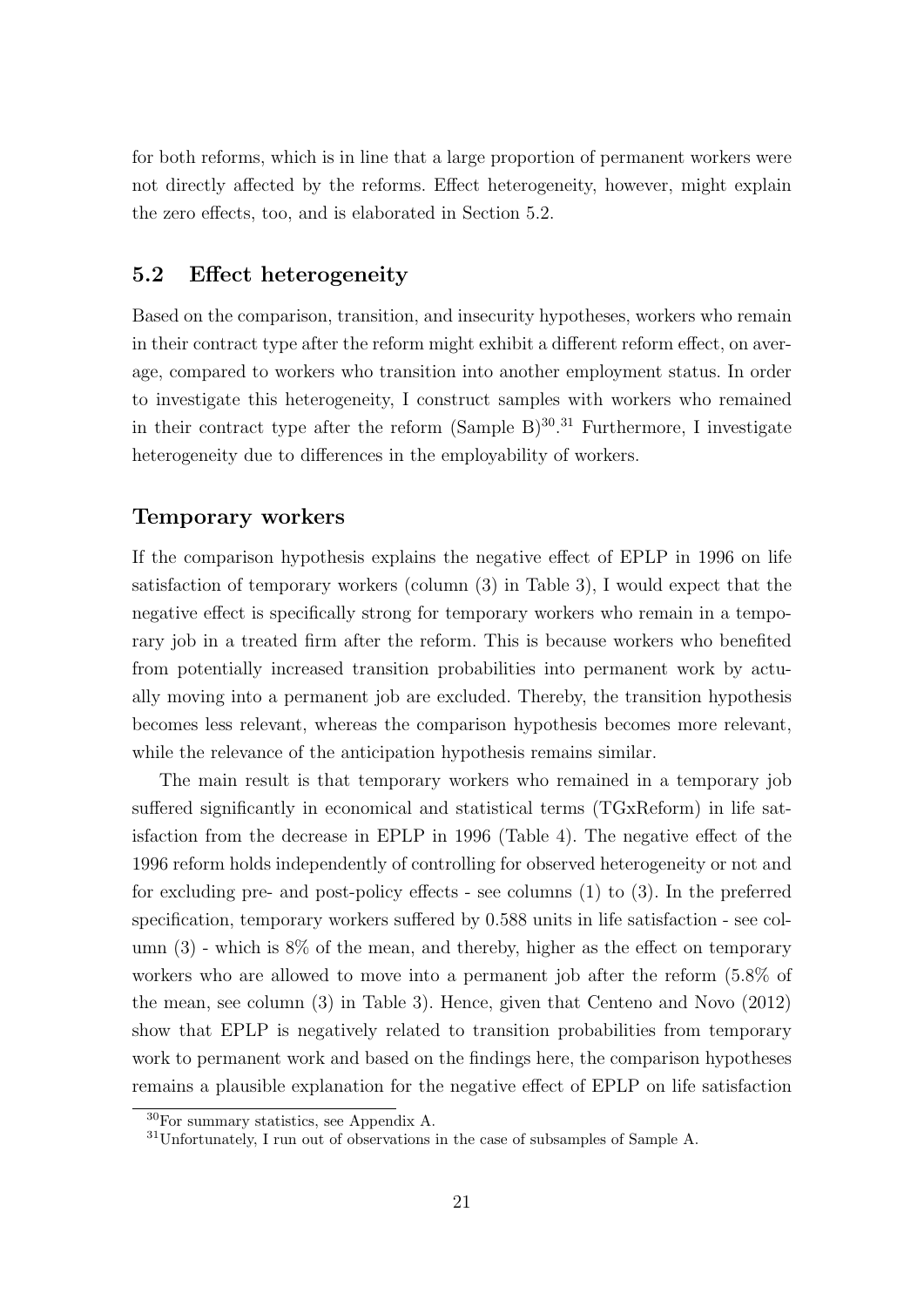for both reforms, which is in line that a large proportion of permanent workers were not directly affected by the reforms. Effect heterogeneity, however, might explain the zero effects, too, and is elaborated in Section 5.2.

## 5.2 Effect heterogeneity

Based on the comparison, transition, and insecurity hypotheses, workers who remain in their contract type after the reform might exhibit a different reform effect, on average, compared to workers who transition into another employment status. In order to investigate this heterogeneity, I construct samples with workers who remained in their contract type after the reform (Sample B)[30].[31] Furthermore, I investigate heterogeneity due to differences in the employability of workers.

### Temporary workers

If the comparison hypothesis explains the negative effect of EPLP in 1996 on life satisfaction of temporary workers (column (3) in Table 3), I would expect that the negative effect is specifically strong for temporary workers who remain in a temporary job in a treated firm after the reform. This is because workers who benefited from potentially increased transition probabilities into permanent work by actually moving into a permanent job are excluded. Thereby, the transition hypothesis becomes less relevant, whereas the comparison hypothesis becomes more relevant, while the relevance of the anticipation hypothesis remains similar.

The main result is that temporary workers who remained in a temporary job suffered significantly in economical and statistical terms (TGxReform) in life satisfaction from the decrease in EPLP in 1996 (Table 4). The negative effect of the 1996 reform holds independently of controlling for observed heterogeneity or not and for excluding pre- and post-policy effects - see columns (1) to (3). In the preferred specification, temporary workers suffered by 0.588 units in life satisfaction - see column (3) - which is 8% of the mean, and thereby, higher as the effect on temporary workers who are allowed to move into a permanent job after the reform (5.8% of the mean, see column (3) in Table 3). Hence, given that Centeno and Novo (2012) show that EPLP is negatively related to transition probabilities from temporary work to permanent work and based on the findings here, the comparison hypotheses remains a plausible explanation for the negative effect of EPLP on life satisfaction

[30] For summary statistics, see Appendix A.

[31] Unfortunately, I run out of observations in the case of subsamples of Sample A.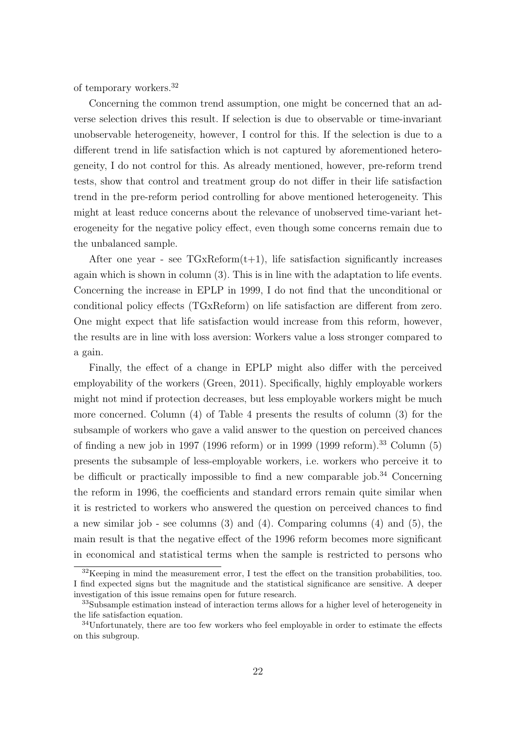of temporary workers.[32]

Concerning the common trend assumption, one might be concerned that an adverse selection drives this result. If selection is due to observable or time-invariant unobservable heterogeneity, however, I control for this. If the selection is due to a different trend in life satisfaction which is not captured by aforementioned heterogeneity, I do not control for this. As already mentioned, however, pre-reform trend tests, show that control and treatment group do not differ in their life satisfaction trend in the pre-reform period controlling for above mentioned heterogeneity. This might at least reduce concerns about the relevance of unobserved time-variant heterogeneity for the negative policy effect, even though some concerns remain due to the unbalanced sample.

After one year - see TGxReform(t+1), life satisfaction significantly increases again which is shown in column (3). This is in line with the adaptation to life events. Concerning the increase in EPLP in 1999, I do not find that the unconditional or conditional policy effects (TGxReform) on life satisfaction are different from zero. One might expect that life satisfaction would increase from this reform, however, the results are in line with loss aversion: Workers value a loss stronger compared to a gain.

Finally, the effect of a change in EPLP might also differ with the perceived employability of the workers (Green, 2011). Specifically, highly employable workers might not mind if protection decreases, but less employable workers might be much more concerned. Column (4) of Table 4 presents the results of column (3) for the subsample of workers who gave a valid answer to the question on perceived chances of finding a new job in 1997 (1996 reform) or in 1999 (1999 reform).[33] Column (5) presents the subsample of less-employable workers, i.e. workers who perceive it to be difficult or practically impossible to find a new comparable job.[34] Concerning the reform in 1996, the coefficients and standard errors remain quite similar when it is restricted to workers who answered the question on perceived chances to find a new similar job - see columns (3) and (4). Comparing columns (4) and (5), the main result is that the negative effect of the 1996 reform becomes more significant in economical and statistical terms when the sample is restricted to persons who

---

[32] Keeping in mind the measurement error, I test the effect on the transition probabilities, too. I find expected signs but the magnitude and the statistical significance are sensitive. A deeper investigation of this issue remains open for future research.

[33] Subsample estimation instead of interaction terms allows for a higher level of heterogeneity in the life satisfaction equation.

[34] Unfortunately, there are too few workers who feel employable in order to estimate the effects on this subgroup.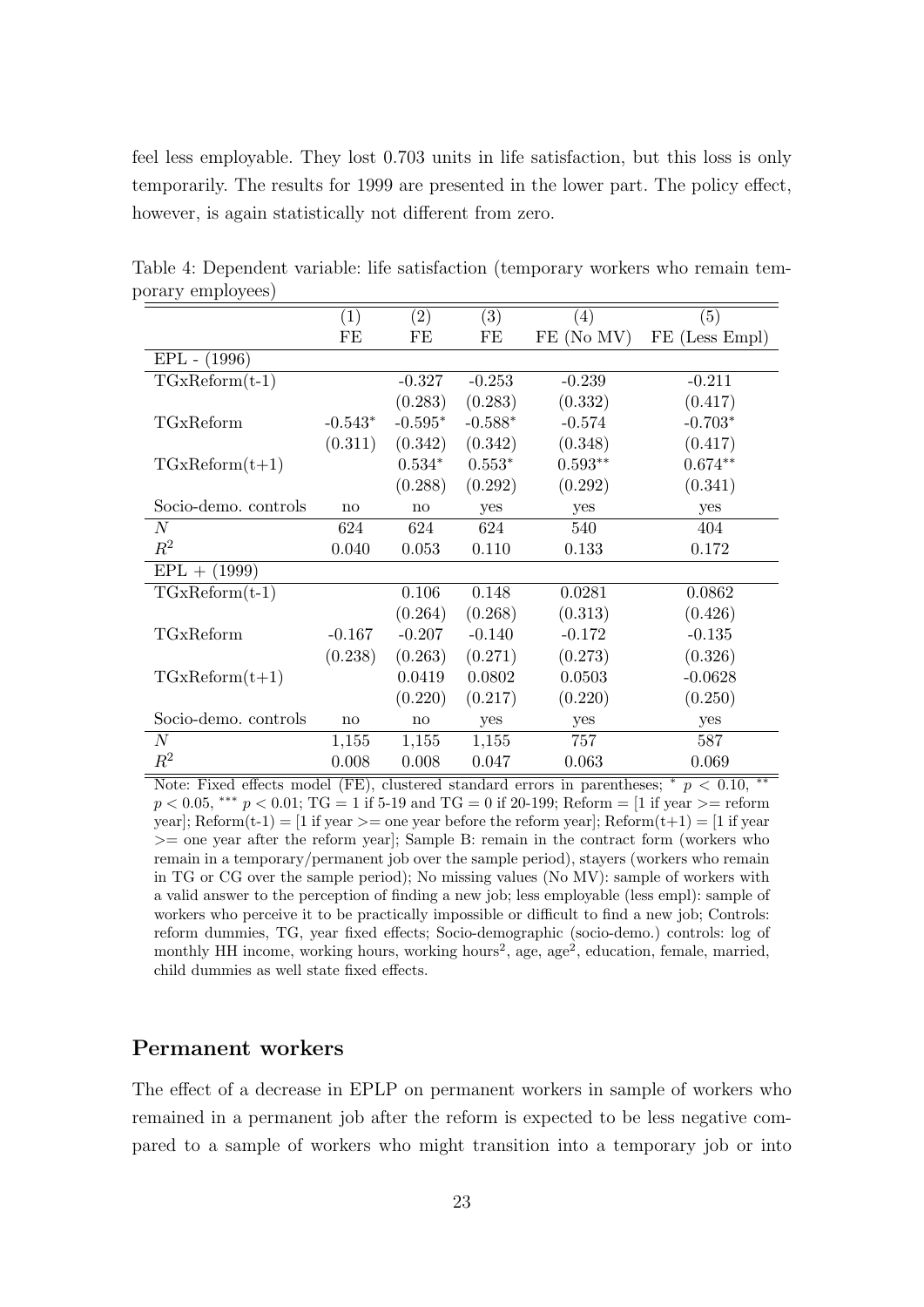feel less employable. They lost 0.703 units in life satisfaction, but this loss is only temporarily. The results for 1999 are presented in the lower part. The policy effect, however, is again statistically not different from zero.

Table 4: Dependent variable: life satisfaction (temporary workers who remain temporary employees)

| | (1) | (2) | (3) | (4) | (5) |
|---|---|---|---|---|---|
| | FE | FE | FE | FE (No MV) | FE (Less Empl) |
| EPL - (1996) | | | | | |
| TGxReform(t-1) | | -0.327 | -0.253 | -0.239 | -0.211 |
| | | (0.283) | (0.283) | (0.332) | (0.417) |
| TGxReform | -0.543* | -0.595* | -0.588* | -0.574 | -0.703* |
| | (0.311) | (0.342) | (0.342) | (0.348) | (0.417) |
| TGxReform(t+1) | | 0.534* | 0.553* | 0.593** | 0.674** |
| | | (0.288) | (0.292) | (0.292) | (0.341) |
| Socio-demo. controls | no | no | yes | yes | yes |
| $N$ | 624 | 624 | 624 | 540 | 404 |
| $R^2$ | 0.040 | 0.053 | 0.110 | 0.133 | 0.172 |
| EPL + (1999) | | | | | |
| TGxReform(t-1) | | 0.106 | 0.148 | 0.0281 | 0.0862 |
| | | (0.264) | (0.268) | (0.313) | (0.426) |
| TGxReform | -0.167 | -0.207 | -0.140 | -0.172 | -0.135 |
| | (0.238) | (0.263) | (0.271) | (0.273) | (0.326) |
| TGxReform(t+1) | | 0.0419 | 0.0802 | 0.0503 | -0.0628 |
| | | (0.220) | (0.217) | (0.220) | (0.250) |
| Socio-demo. controls | no | no | yes | yes | yes |
| $N$ | 1,155 | 1,155 | 1,155 | 757 | 587 |
| $R^2$ | 0.008 | 0.008 | 0.047 | 0.063 | 0.069 |

Note: Fixed effects model (FE), clustered standard errors in parentheses; * $p < 0.10$, ** $p < 0.05$, *** $p < 0.01$; TG = 1 if 5-19 and TG = 0 if 20-199; Reform = [1 if year >= reform year]; Reform(t-1) = [1 if year >= one year before the reform year]; Reform(t+1) = [1 if year >= one year after the reform year]; Sample B: remain in the contract form (workers who remain in a temporary/permanent job over the sample period), stayers (workers who remain in TG or CG over the sample period); No missing values (No MV): sample of workers with a valid answer to the perception of finding a new job; less employable (less empl): sample of workers who perceive it to be practically impossible or difficult to find a new job; Controls: reform dummies, TG, year fixed effects; Socio-demographic (socio-demo.) controls: log of monthly HH income, working hours, working hours$^2$, age, age$^2$, education, female, married, child dummies as well state fixed effects.

## Permanent workers

The effect of a decrease in EPLP on permanent workers in sample of workers who remained in a permanent job after the reform is expected to be less negative compared to a sample of workers who might transition into a temporary job or into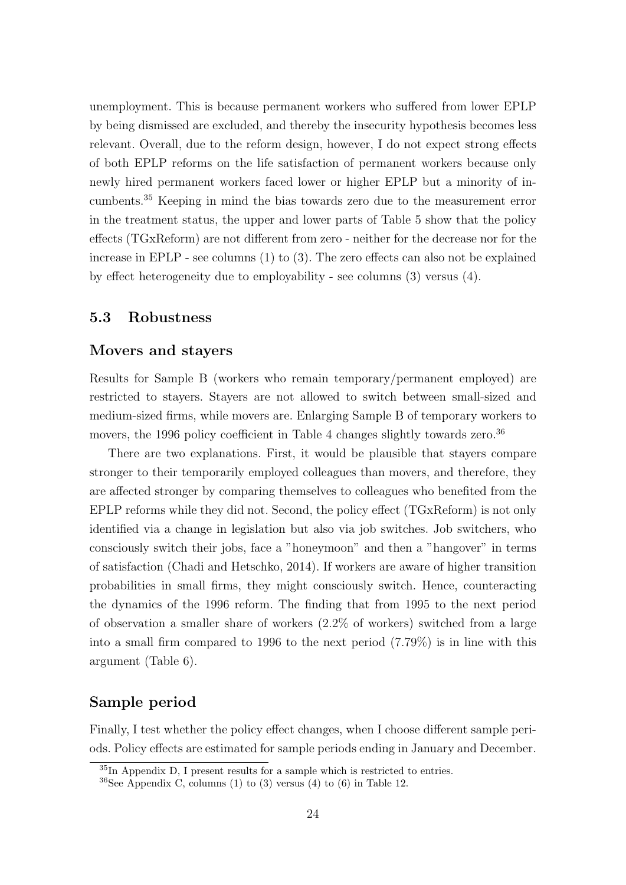unemployment. This is because permanent workers who suffered from lower EPLP by being dismissed are excluded, and thereby the insecurity hypothesis becomes less relevant. Overall, due to the reform design, however, I do not expect strong effects of both EPLP reforms on the life satisfaction of permanent workers because only newly hired permanent workers faced lower or higher EPLP but a minority of incumbents.[35] Keeping in mind the bias towards zero due to the measurement error in the treatment status, the upper and lower parts of Table 5 show that the policy effects (TGxReform) are not different from zero - neither for the decrease nor for the increase in EPLP - see columns (1) to (3). The zero effects can also not be explained by effect heterogeneity due to employability - see columns (3) versus (4).

## 5.3 Robustness

### Movers and stayers

Results for Sample B (workers who remain temporary/permanent employed) are restricted to stayers. Stayers are not allowed to switch between small-sized and medium-sized firms, while movers are. Enlarging Sample B of temporary workers to movers, the 1996 policy coefficient in Table 4 changes slightly towards zero.[36]

There are two explanations. First, it would be plausible that stayers compare stronger to their temporarily employed colleagues than movers, and therefore, they are affected stronger by comparing themselves to colleagues who benefited from the EPLP reforms while they did not. Second, the policy effect (TGxReform) is not only identified via a change in legislation but also via job switches. Job switchers, who consciously switch their jobs, face a "honeymoon" and then a "hangover" in terms of satisfaction (Chadi and Hetschko, 2014). If workers are aware of higher transition probabilities in small firms, they might consciously switch. Hence, counteracting the dynamics of the 1996 reform. The finding that from 1995 to the next period of observation a smaller share of workers (2.2% of workers) switched from a large into a small firm compared to 1996 to the next period (7.79%) is in line with this argument (Table 6).

### Sample period

Finally, I test whether the policy effect changes, when I choose different sample periods. Policy effects are estimated for sample periods ending in January and December.

[35] In Appendix D, I present results for a sample which is restricted to entries.

[36] See Appendix C, columns (1) to (3) versus (4) to (6) in Table 12.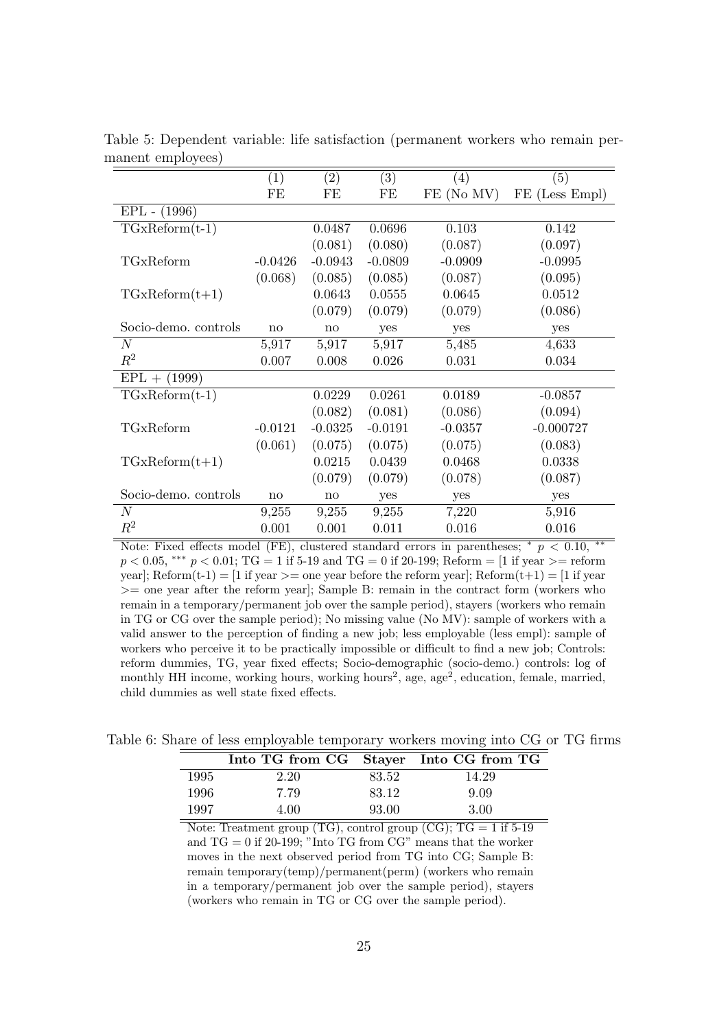Table 5: Dependent variable: life satisfaction (permanent workers who remain permanent employees)

| | (1) | (2) | (3) | (4) | (5) |
|---|---|---|---|---|---|
| | FE | FE | FE | FE (No MV) | FE (Less Empl) |
| EPL - (1996) | | | | | |
| TGxReform(t-1) | | 0.0487 | 0.0696 | 0.103 | 0.142 |
| | | (0.081) | (0.080) | (0.087) | (0.097) |
| TGxReform | -0.0426 | -0.0943 | -0.0809 | -0.0909 | -0.0995 |
| | (0.068) | (0.085) | (0.085) | (0.087) | (0.095) |
| TGxReform(t+1) | | 0.0643 | 0.0555 | 0.0645 | 0.0512 |
| | | (0.079) | (0.079) | (0.079) | (0.086) |
| Socio-demo. controls | no | no | yes | yes | yes |
| $N$ | 5,917 | 5,917 | 5,917 | 5,485 | 4,633 |
| $R^2$ | 0.007 | 0.008 | 0.026 | 0.031 | 0.034 |
| EPL + (1999) | | | | | |
| TGxReform(t-1) | | 0.0229 | 0.0261 | 0.0189 | -0.0857 |
| | | (0.082) | (0.081) | (0.086) | (0.094) |
| TGxReform | -0.0121 | -0.0325 | -0.0191 | -0.0357 | -0.000727 |
| | (0.061) | (0.075) | (0.075) | (0.075) | (0.083) |
| TGxReform(t+1) | | 0.0215 | 0.0439 | 0.0468 | 0.0338 |
| | | (0.079) | (0.079) | (0.078) | (0.087) |
| Socio-demo. controls | no | no | yes | yes | yes |
| $N$ | 9,255 | 9,255 | 9,255 | 7,220 | 5,916 |
| $R^2$ | 0.001 | 0.001 | 0.011 | 0.016 | 0.016 |

Note: Fixed effects model (FE), clustered standard errors in parentheses; * $p < 0.10$, ** $p < 0.05$, *** $p < 0.01$; TG = 1 if 5-19 and TG = 0 if 20-199; Reform = [1 if year >= reform year]; Reform(t-1) = [1 if year >= one year before the reform year]; Reform(t+1) = [1 if year >= one year after the reform year]; Sample B: remain in the contract form (workers who remain in a temporary/permanent job over the sample period), stayers (workers who remain in TG or CG over the sample period); No missing value (No MV): sample of workers with a valid answer to the perception of finding a new job; less employable (less empl): sample of workers who perceive it to be practically impossible or difficult to find a new job; Controls: reform dummies, TG, year fixed effects; Socio-demographic (socio-demo.) controls: log of monthly HH income, working hours, working hours$^2$, age, age$^2$, education, female, married, child dummies as well state fixed effects.

Table 6: Share of less employable temporary workers moving into CG or TG firms

| | **Into TG from CG** | **Stayer** | **Into CG from TG** |
|---|---|---|---|
| 1995 | 2.20 | 83.52 | 14.29 |
| 1996 | 7.79 | 83.12 | 9.09 |
| 1997 | 4.00 | 93.00 | 3.00 |

Note: Treatment group (TG), control group (CG); TG = 1 if 5-19 and TG = 0 if 20-199; "Into TG from CG" means that the worker moves in the next observed period from TG into CG; Sample B: remain temporary(temp)/permanent(perm) (workers who remain in a temporary/permanent job over the sample period), stayers (workers who remain in TG or CG over the sample period).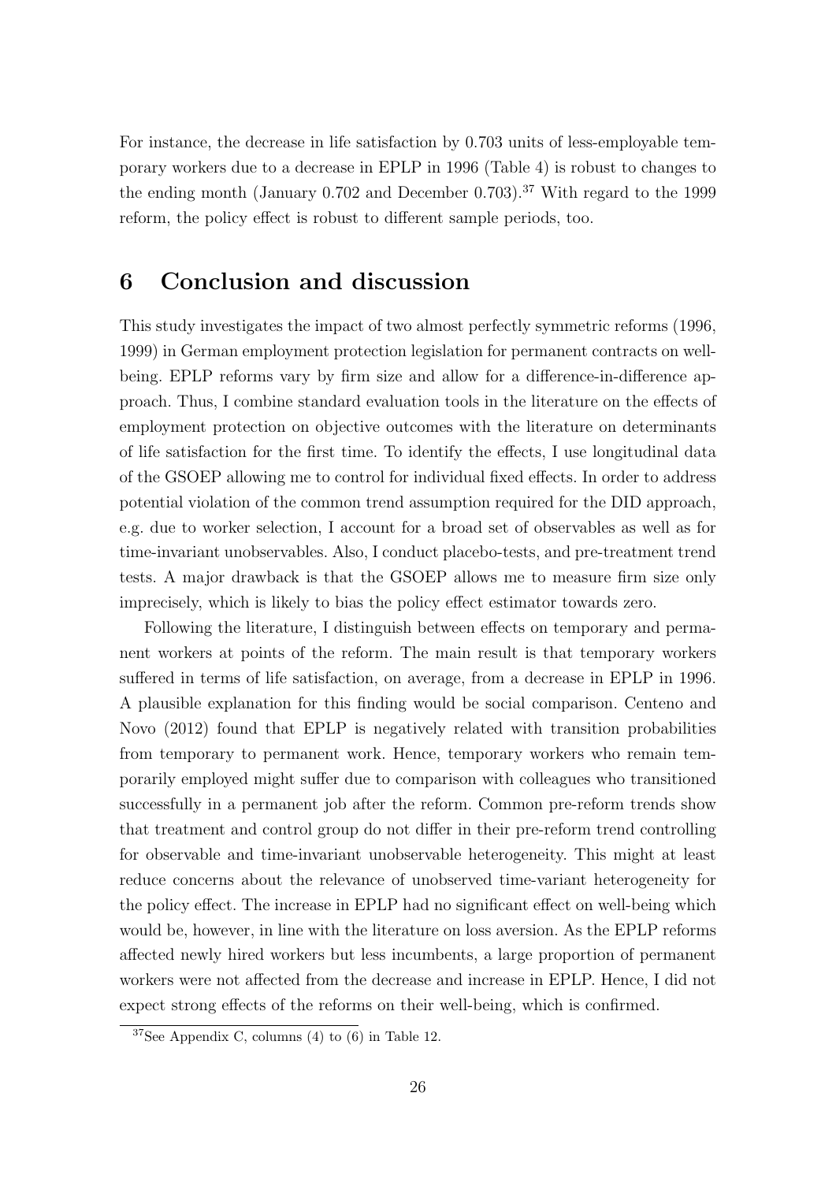For instance, the decrease in life satisfaction by 0.703 units of less-employable temporary workers due to a decrease in EPLP in 1996 (Table 4) is robust to changes to the ending month (January 0.702 and December 0.703).[37] With regard to the 1999 reform, the policy effect is robust to different sample periods, too.

## 6 Conclusion and discussion

This study investigates the impact of two almost perfectly symmetric reforms (1996, 1999) in German employment protection legislation for permanent contracts on well-being. EPLP reforms vary by firm size and allow for a difference-in-difference approach. Thus, I combine standard evaluation tools in the literature on the effects of employment protection on objective outcomes with the literature on determinants of life satisfaction for the first time. To identify the effects, I use longitudinal data of the GSOEP allowing me to control for individual fixed effects. In order to address potential violation of the common trend assumption required for the DID approach, e.g. due to worker selection, I account for a broad set of observables as well as for time-invariant unobservables. Also, I conduct placebo-tests, and pre-treatment trend tests. A major drawback is that the GSOEP allows me to measure firm size only imprecisely, which is likely to bias the policy effect estimator towards zero.

Following the literature, I distinguish between effects on temporary and permanent workers at points of the reform. The main result is that temporary workers suffered in terms of life satisfaction, on average, from a decrease in EPLP in 1996. A plausible explanation for this finding would be social comparison. Centeno and Novo (2012) found that EPLP is negatively related with transition probabilities from temporary to permanent work. Hence, temporary workers who remain temporarily employed might suffer due to comparison with colleagues who transitioned successfully in a permanent job after the reform. Common pre-reform trends show that treatment and control group do not differ in their pre-reform trend controlling for observable and time-invariant unobservable heterogeneity. This might at least reduce concerns about the relevance of unobserved time-variant heterogeneity for the policy effect. The increase in EPLP had no significant effect on well-being which would be, however, in line with the literature on loss aversion. As the EPLP reforms affected newly hired workers but less incumbents, a large proportion of permanent workers were not affected from the decrease and increase in EPLP. Hence, I did not expect strong effects of the reforms on their well-being, which is confirmed.

[37] See Appendix C, columns (4) to (6) in Table 12.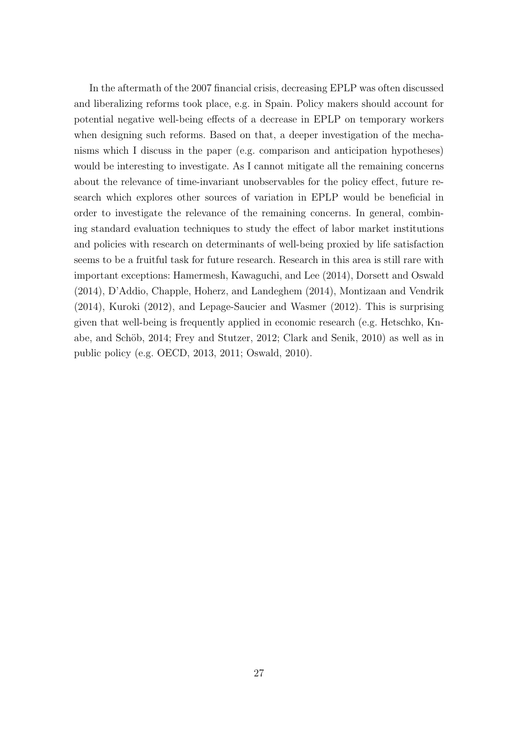In the aftermath of the 2007 financial crisis, decreasing EPLP was often discussed and liberalizing reforms took place, e.g. in Spain. Policy makers should account for potential negative well-being effects of a decrease in EPLP on temporary workers when designing such reforms. Based on that, a deeper investigation of the mechanisms which I discuss in the paper (e.g. comparison and anticipation hypotheses) would be interesting to investigate. As I cannot mitigate all the remaining concerns about the relevance of time-invariant unobservables for the policy effect, future research which explores other sources of variation in EPLP would be beneficial in order to investigate the relevance of the remaining concerns. In general, combining standard evaluation techniques to study the effect of labor market institutions and policies with research on determinants of well-being proxied by life satisfaction seems to be a fruitful task for future research. Research in this area is still rare with important exceptions: Hamermesh, Kawaguchi, and Lee (2014), Dorsett and Oswald (2014), D'Addio, Chapple, Hoherz, and Landeghem (2014), Montizaan and Vendrik (2014), Kuroki (2012), and Lepage-Saucier and Wasmer (2012). This is surprising given that well-being is frequently applied in economic research (e.g. Hetschko, Knabe, and Schöb, 2014; Frey and Stutzer, 2012; Clark and Senik, 2010) as well as in public policy (e.g. OECD, 2013, 2011; Oswald, 2010).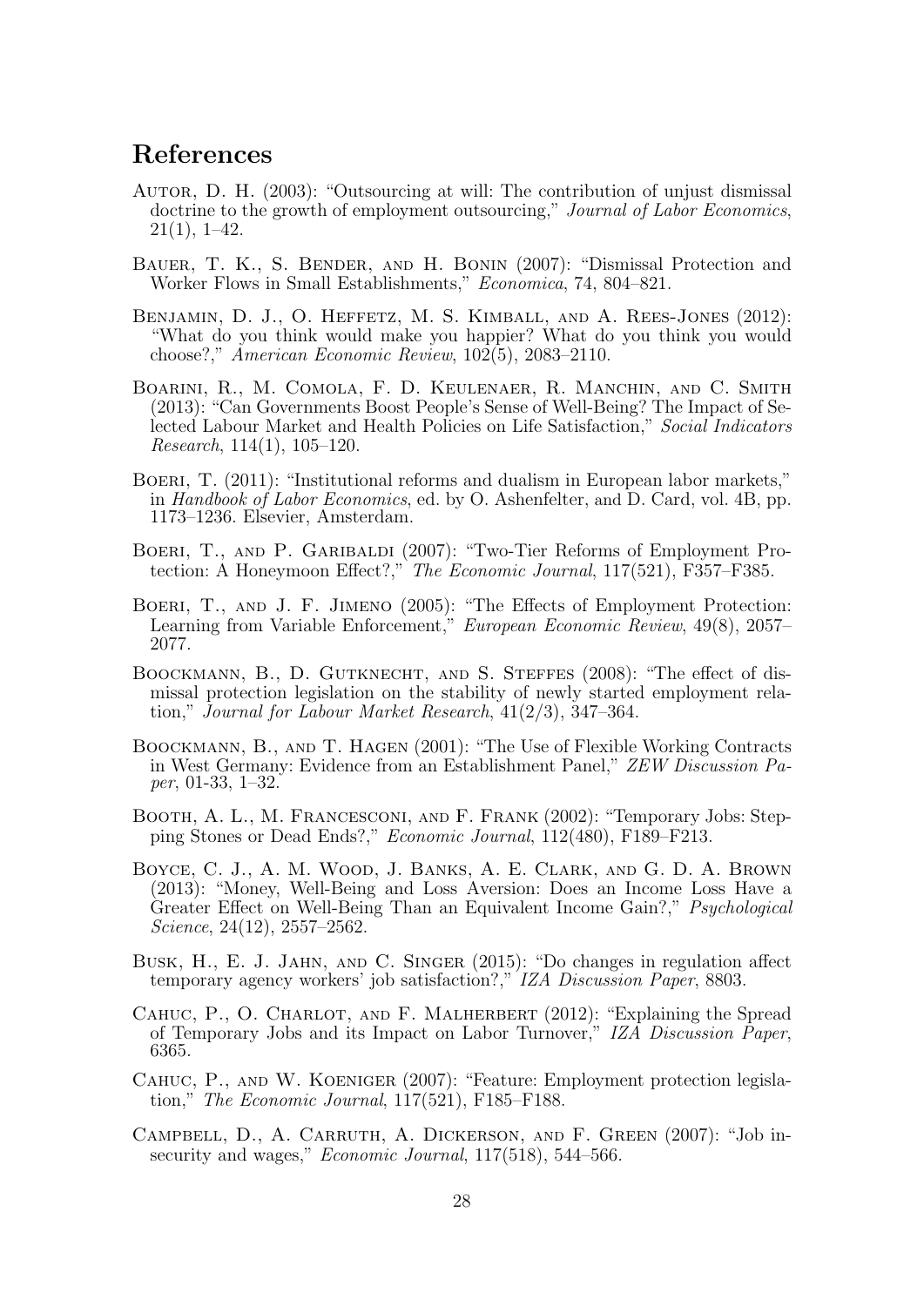# References

Autor, D. H. (2003): "Outsourcing at will: The contribution of unjust dismissal doctrine to the growth of employment outsourcing," *Journal of Labor Economics*, 21(1), 1–42.

Bauer, T. K., S. Bender, and H. Bonin (2007): "Dismissal Protection and Worker Flows in Small Establishments," *Economica*, 74, 804–821.

Benjamin, D. J., O. Heffetz, M. S. Kimball, and A. Rees-Jones (2012): "What do you think would make you happier? What do you think you would choose?," *American Economic Review*, 102(5), 2083–2110.

Boarini, R., M. Comola, F. D. Keulenaer, R. Manchin, and C. Smith (2013): "Can Governments Boost People's Sense of Well-Being? The Impact of Selected Labour Market and Health Policies on Life Satisfaction," *Social Indicators Research*, 114(1), 105–120.

Boeri, T. (2011): "Institutional reforms and dualism in European labor markets," in *Handbook of Labor Economics*, ed. by O. Ashenfelter, and D. Card, vol. 4B, pp. 1173–1236. Elsevier, Amsterdam.

Boeri, T., and P. Garibaldi (2007): "Two-Tier Reforms of Employment Protection: A Honeymoon Effect?," *The Economic Journal*, 117(521), F357–F385.

Boeri, T., and J. F. Jimeno (2005): "The Effects of Employment Protection: Learning from Variable Enforcement," *European Economic Review*, 49(8), 2057–2077.

Boockmann, B., D. Gutknecht, and S. Steffes (2008): "The effect of dismissal protection legislation on the stability of newly started employment relation," *Journal for Labour Market Research*, 41(2/3), 347–364.

Boockmann, B., and T. Hagen (2001): "The Use of Flexible Working Contracts in West Germany: Evidence from an Establishment Panel," *ZEW Discussion Paper*, 01-33, 1–32.

Booth, A. L., M. Francesconi, and F. Frank (2002): "Temporary Jobs: Stepping Stones or Dead Ends?," *Economic Journal*, 112(480), F189–F213.

Boyce, C. J., A. M. Wood, J. Banks, A. E. Clark, and G. D. A. Brown (2013): "Money, Well-Being and Loss Aversion: Does an Income Loss Have a Greater Effect on Well-Being Than an Equivalent Income Gain?," *Psychological Science*, 24(12), 2557–2562.

Busk, H., E. J. Jahn, and C. Singer (2015): "Do changes in regulation affect temporary agency workers' job satisfaction?," *IZA Discussion Paper*, 8803.

Cahuc, P., O. Charlot, and F. Malherbert (2012): "Explaining the Spread of Temporary Jobs and its Impact on Labor Turnover," *IZA Discussion Paper*, 6365.

Cahuc, P., and W. Koeniger (2007): "Feature: Employment protection legislation," *The Economic Journal*, 117(521), F185–F188.

Campbell, D., A. Carruth, A. Dickerson, and F. Green (2007): "Job insecurity and wages," *Economic Journal*, 117(518), 544–566.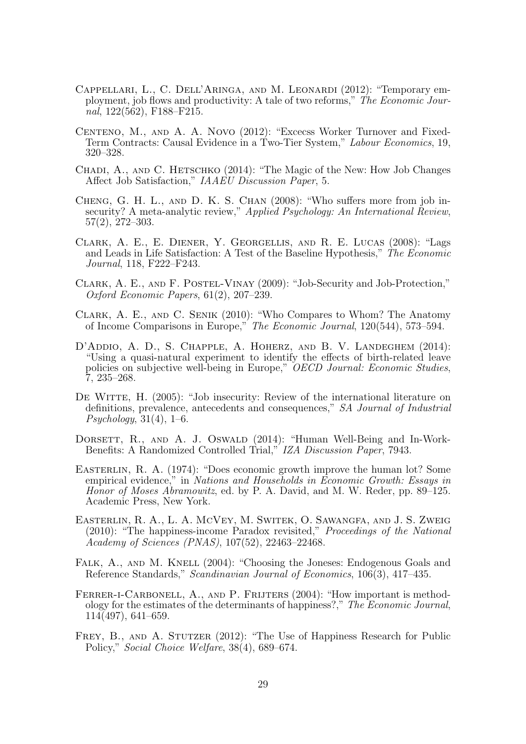Cappellari, L., C. Dell'Aringa, and M. Leonardi (2012): "Temporary employment, job flows and productivity: A tale of two reforms," *The Economic Journal*, 122(562), F188–F215.

Centeno, M., and A. A. Novo (2012): "Excecss Worker Turnover and Fixed-Term Contracts: Causal Evidence in a Two-Tier System," *Labour Economics*, 19, 320–328.

Chadi, A., and C. Hetschko (2014): "The Magic of the New: How Job Changes Affect Job Satisfaction," *IAAEU Discussion Paper*, 5.

Cheng, G. H. L., and D. K. S. Chan (2008): "Who suffers more from job insecurity? A meta-analytic review," *Applied Psychology: An International Review*, 57(2), 272–303.

Clark, A. E., E. Diener, Y. Georgellis, and R. E. Lucas (2008): "Lags and Leads in Life Satisfaction: A Test of the Baseline Hypothesis," *The Economic Journal*, 118, F222–F243.

Clark, A. E., and F. Postel-Vinay (2009): "Job-Security and Job-Protection," *Oxford Economic Papers*, 61(2), 207–239.

Clark, A. E., and C. Senik (2010): "Who Compares to Whom? The Anatomy of Income Comparisons in Europe," *The Economic Journal*, 120(544), 573–594.

D'Addio, A. D., S. Chapple, A. Hoherz, and B. V. Landeghem (2014): "Using a quasi-natural experiment to identify the effects of birth-related leave policies on subjective well-being in Europe," *OECD Journal: Economic Studies*, 7, 235–268.

De Witte, H. (2005): "Job insecurity: Review of the international literature on definitions, prevalence, antecedents and consequences," *SA Journal of Industrial Psychology*, 31(4), 1–6.

Dorsett, R., and A. J. Oswald (2014): "Human Well-Being and In-Work-Benefits: A Randomized Controlled Trial," *IZA Discussion Paper*, 7943.

Easterlin, R. A. (1974): "Does economic growth improve the human lot? Some empirical evidence," in *Nations and Households in Economic Growth: Essays in Honor of Moses Abramowitz*, ed. by P. A. David, and M. W. Reder, pp. 89–125. Academic Press, New York.

Easterlin, R. A., L. A. McVey, M. Switek, O. Sawangfa, and J. S. Zweig (2010): "The happiness-income Paradox revisited," *Proceedings of the National Academy of Sciences (PNAS)*, 107(52), 22463–22468.

Falk, A., and M. Knell (2004): "Choosing the Joneses: Endogenous Goals and Reference Standards," *Scandinavian Journal of Economics*, 106(3), 417–435.

Ferrer-i-Carbonell, A., and P. Frijters (2004): "How important is methodology for the estimates of the determinants of happiness?," *The Economic Journal*, 114(497), 641–659.

Frey, B., and A. Stutzer (2012): "The Use of Happiness Research for Public Policy," *Social Choice Welfare*, 38(4), 689–674.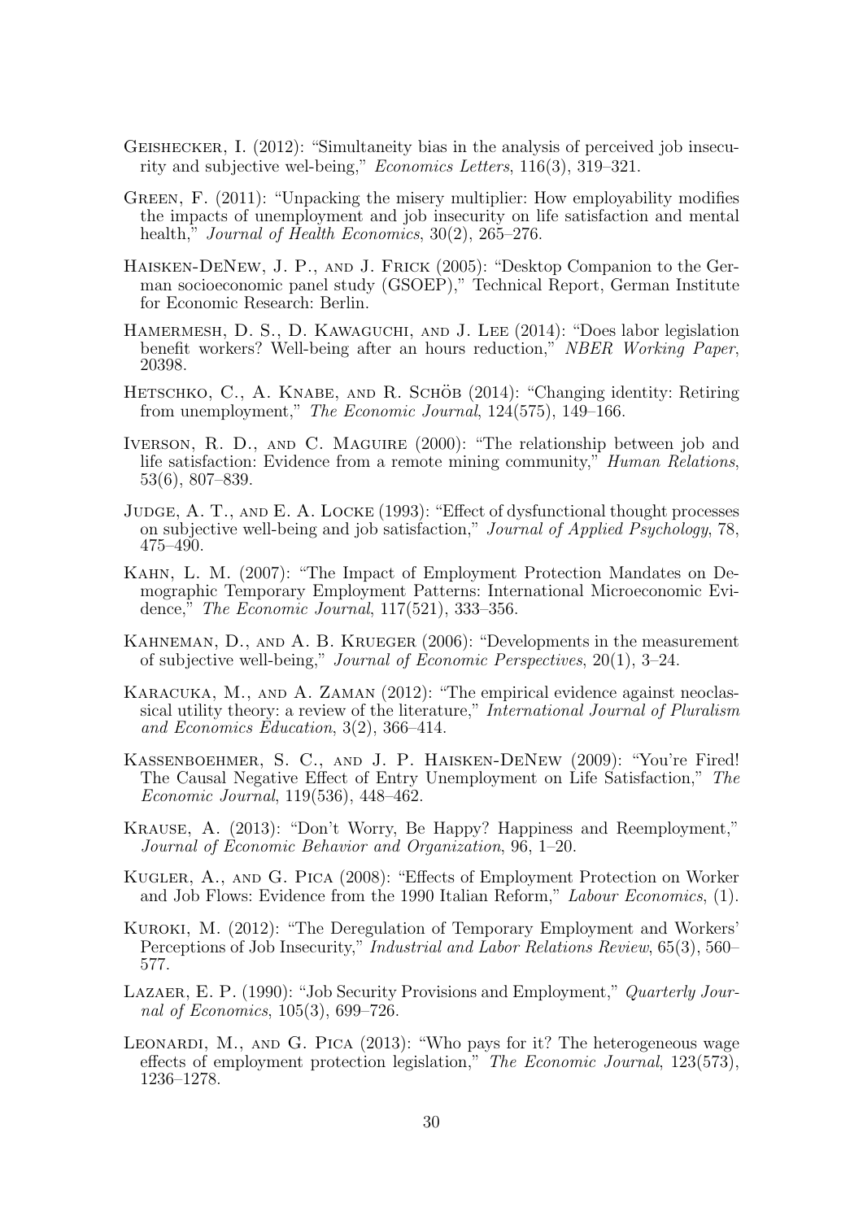Geishecker, I. (2012): "Simultaneity bias in the analysis of perceived job insecurity and subjective wel-being," *Economics Letters*, 116(3), 319–321.

Green, F. (2011): "Unpacking the misery multiplier: How employability modifies the impacts of unemployment and job insecurity on life satisfaction and mental health," *Journal of Health Economics*, 30(2), 265–276.

Haisken-DeNew, J. P., and J. Frick (2005): "Desktop Companion to the German socioeconomic panel study (GSOEP)," Technical Report, German Institute for Economic Research: Berlin.

Hamermesh, D. S., D. Kawaguchi, and J. Lee (2014): "Does labor legislation benefit workers? Well-being after an hours reduction," *NBER Working Paper*, 20398.

Hetschko, C., A. Knabe, and R. Schöb (2014): "Changing identity: Retiring from unemployment," *The Economic Journal*, 124(575), 149–166.

Iverson, R. D., and C. Maguire (2000): "The relationship between job and life satisfaction: Evidence from a remote mining community," *Human Relations*, 53(6), 807–839.

Judge, A. T., and E. A. Locke (1993): "Effect of dysfunctional thought processes on subjective well-being and job satisfaction," *Journal of Applied Psychology*, 78, 475–490.

Kahn, L. M. (2007): "The Impact of Employment Protection Mandates on Demographic Temporary Employment Patterns: International Microeconomic Evidence," *The Economic Journal*, 117(521), 333–356.

Kahneman, D., and A. B. Krueger (2006): "Developments in the measurement of subjective well-being," *Journal of Economic Perspectives*, 20(1), 3–24.

Karacuka, M., and A. Zaman (2012): "The empirical evidence against neoclassical utility theory: a review of the literature," *International Journal of Pluralism and Economics Education*, 3(2), 366–414.

Kassenboehmer, S. C., and J. P. Haisken-DeNew (2009): "You're Fired! The Causal Negative Effect of Entry Unemployment on Life Satisfaction," *The Economic Journal*, 119(536), 448–462.

Krause, A. (2013): "Don't Worry, Be Happy? Happiness and Reemployment," *Journal of Economic Behavior and Organization*, 96, 1–20.

Kugler, A., and G. Pica (2008): "Effects of Employment Protection on Worker and Job Flows: Evidence from the 1990 Italian Reform," *Labour Economics*, (1).

Kuroki, M. (2012): "The Deregulation of Temporary Employment and Workers' Perceptions of Job Insecurity," *Industrial and Labor Relations Review*, 65(3), 560–577.

Lazaer, E. P. (1990): "Job Security Provisions and Employment," *Quarterly Journal of Economics*, 105(3), 699–726.

Leonardi, M., and G. Pica (2013): "Who pays for it? The heterogeneous wage effects of employment protection legislation," *The Economic Journal*, 123(573), 1236–1278.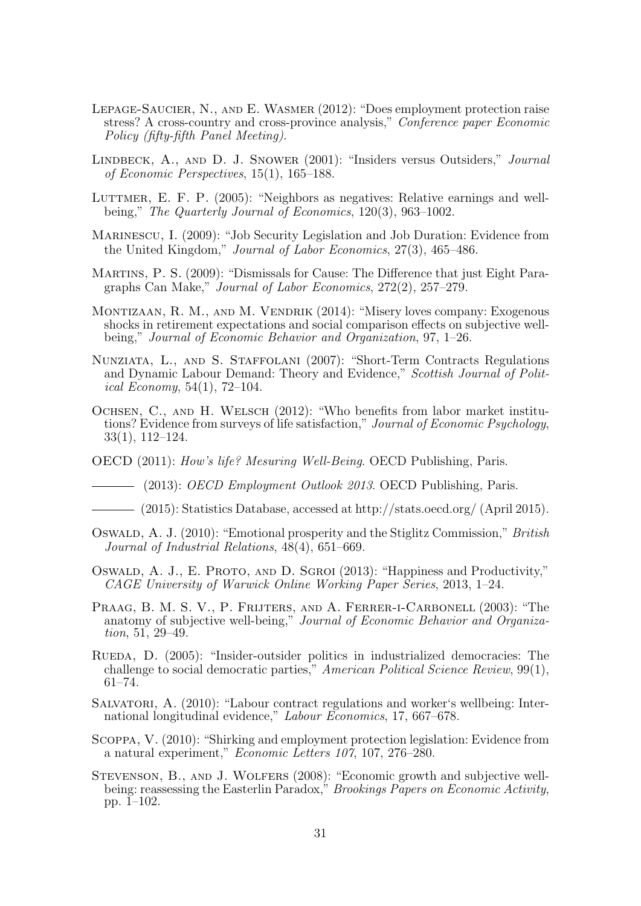Lepage-Saucier, N., and E. Wasmer (2012): "Does employment protection raise stress? A cross-country and cross-province analysis," *Conference paper Economic Policy (fifty-fifth Panel Meeting)*.

Lindbeck, A., and D. J. Snower (2001): "Insiders versus Outsiders," *Journal of Economic Perspectives*, 15(1), 165–188.

Luttmer, E. F. P. (2005): "Neighbors as negatives: Relative earnings and well-being," *The Quarterly Journal of Economics*, 120(3), 963–1002.

Marinescu, I. (2009): "Job Security Legislation and Job Duration: Evidence from the United Kingdom," *Journal of Labor Economics*, 27(3), 465–486.

Martins, P. S. (2009): "Dismissals for Cause: The Difference that just Eight Paragraphs Can Make," *Journal of Labor Economics*, 272(2), 257–279.

Montizaan, R. M., and M. Vendrik (2014): "Misery loves company: Exogenous shocks in retirement expectations and social comparison effects on subjective well-being," *Journal of Economic Behavior and Organization*, 97, 1–26.

Nunziata, L., and S. Staffolani (2007): "Short-Term Contracts Regulations and Dynamic Labour Demand: Theory and Evidence," *Scottish Journal of Political Economy*, 54(1), 72–104.

Ochsen, C., and H. Welsch (2012): "Who benefits from labor market institutions? Evidence from surveys of life satisfaction," *Journal of Economic Psychology*, 33(1), 112–124.

OECD (2011): *How's life? Mesuring Well-Being*. OECD Publishing, Paris.

——— (2013): *OECD Employment Outlook 2013*. OECD Publishing, Paris.

——— (2015): Statistics Database, accessed at http://stats.oecd.org/ (April 2015).

Oswald, A. J. (2010): "Emotional prosperity and the Stiglitz Commission," *British Journal of Industrial Relations*, 48(4), 651–669.

Oswald, A. J., E. Proto, and D. Sgroi (2013): "Happiness and Productivity," *CAGE University of Warwick Online Working Paper Series*, 2013, 1–24.

Praag, B. M. S. V., P. Frijters, and A. Ferrer-i-Carbonell (2003): "The anatomy of subjective well-being," *Journal of Economic Behavior and Organization*, 51, 29–49.

Rueda, D. (2005): "Insider-outsider politics in industrialized democracies: The challenge to social democratic parties," *American Political Science Review*, 99(1), 61–74.

Salvatori, A. (2010): "Labour contract regulations and worker's wellbeing: International longitudinal evidence," *Labour Economics*, 17, 667–678.

Scoppa, V. (2010): "Shirking and employment protection legislation: Evidence from a natural experiment," *Economic Letters 107*, 107, 276–280.

Stevenson, B., and J. Wolfers (2008): "Economic growth and subjective well-being: reassessing the Easterlin Paradox," *Brookings Papers on Economic Activity*, pp. 1–102.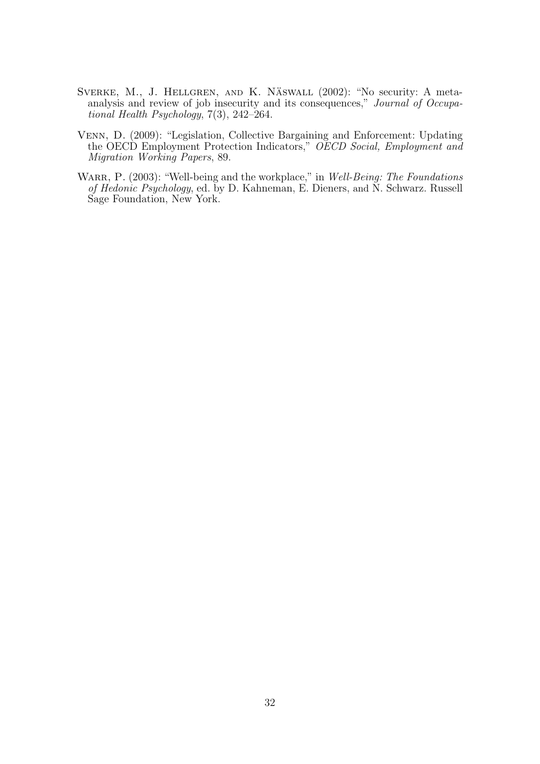Sverke, M., J. Hellgren, and K. Näswall (2002): "No security: A meta-analysis and review of job insecurity and its consequences," *Journal of Occupational Health Psychology*, 7(3), 242–264.

Venn, D. (2009): "Legislation, Collective Bargaining and Enforcement: Updating the OECD Employment Protection Indicators," *OECD Social, Employment and Migration Working Papers*, 89.

Warr, P. (2003): "Well-being and the workplace," in *Well-Being: The Foundations of Hedonic Psychology*, ed. by D. Kahneman, E. Dieners, and N. Schwarz. Russell Sage Foundation, New York.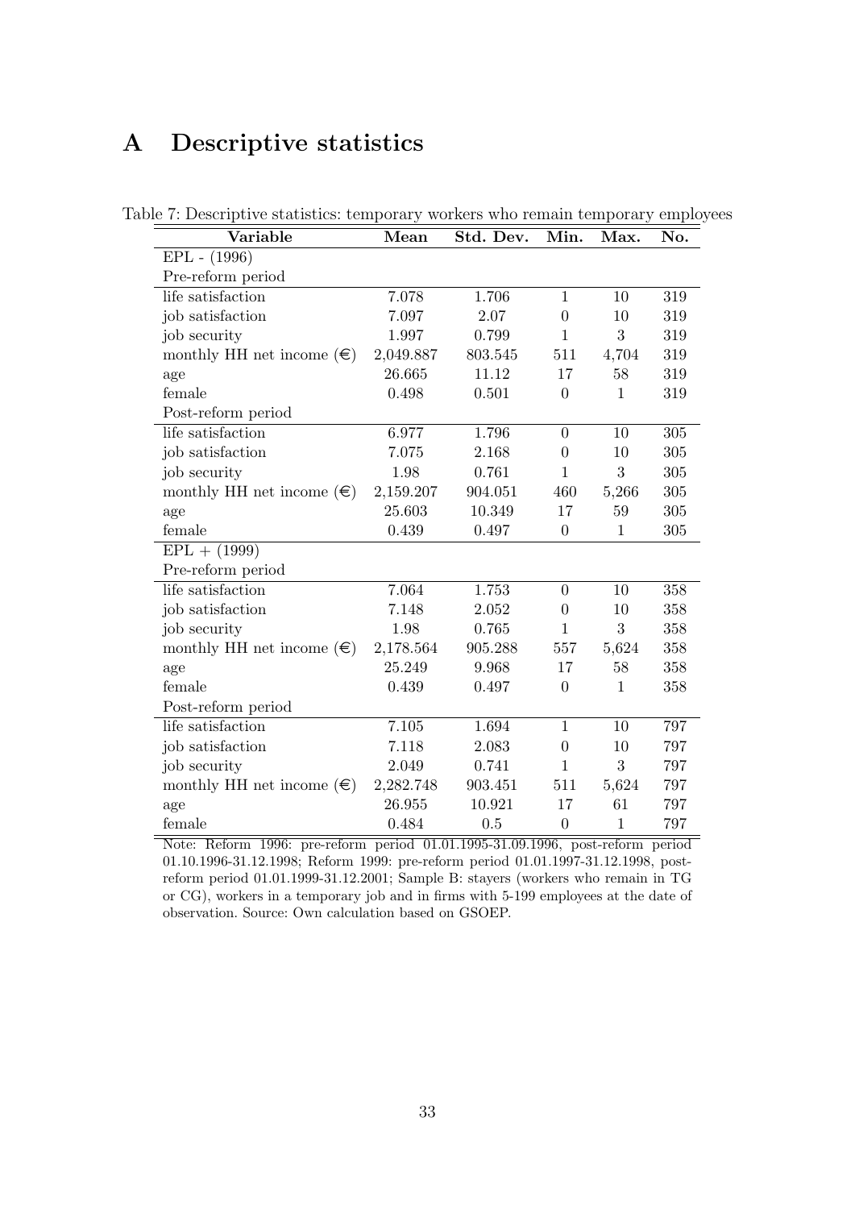# A Descriptive statistics

Table 7: Descriptive statistics: temporary workers who remain temporary employees

| Variable | Mean | Std. Dev. | Min. | Max. | No. |
|---|---|---|---|---|---|
| EPL - (1996) | | | | | |
| Pre-reform period | | | | | |
| life satisfaction | 7.078 | 1.706 | 1 | 10 | 319 |
| job satisfaction | 7.097 | 2.07 | 0 | 10 | 319 |
| job security | 1.997 | 0.799 | 1 | 3 | 319 |
| monthly HH net income (€) | 2,049.887 | 803.545 | 511 | 4,704 | 319 |
| age | 26.665 | 11.12 | 17 | 58 | 319 |
| female | 0.498 | 0.501 | 0 | 1 | 319 |
| Post-reform period | | | | | |
| life satisfaction | 6.977 | 1.796 | 0 | 10 | 305 |
| job satisfaction | 7.075 | 2.168 | 0 | 10 | 305 |
| job security | 1.98 | 0.761 | 1 | 3 | 305 |
| monthly HH net income (€) | 2,159.207 | 904.051 | 460 | 5,266 | 305 |
| age | 25.603 | 10.349 | 17 | 59 | 305 |
| female | 0.439 | 0.497 | 0 | 1 | 305 |
| EPL + (1999) | | | | | |
| Pre-reform period | | | | | |
| life satisfaction | 7.064 | 1.753 | 0 | 10 | 358 |
| job satisfaction | 7.148 | 2.052 | 0 | 10 | 358 |
| job security | 1.98 | 0.765 | 1 | 3 | 358 |
| monthly HH net income (€) | 2,178.564 | 905.288 | 557 | 5,624 | 358 |
| age | 25.249 | 9.968 | 17 | 58 | 358 |
| female | 0.439 | 0.497 | 0 | 1 | 358 |
| Post-reform period | | | | | |
| life satisfaction | 7.105 | 1.694 | 1 | 10 | 797 |
| job satisfaction | 7.118 | 2.083 | 0 | 10 | 797 |
| job security | 2.049 | 0.741 | 1 | 3 | 797 |
| monthly HH net income (€) | 2,282.748 | 903.451 | 511 | 5,624 | 797 |
| age | 26.955 | 10.921 | 17 | 61 | 797 |
| female | 0.484 | 0.5 | 0 | 1 | 797 |

Note: Reform 1996: pre-reform period 01.01.1995-31.09.1996, post-reform period 01.10.1996-31.12.1998; Reform 1999: pre-reform period 01.01.1997-31.12.1998, post-reform period 01.01.1999-31.12.2001; Sample B: stayers (workers who remain in TG or CG), workers in a temporary job and in firms with 5-199 employees at the date of observation. Source: Own calculation based on GSOEP.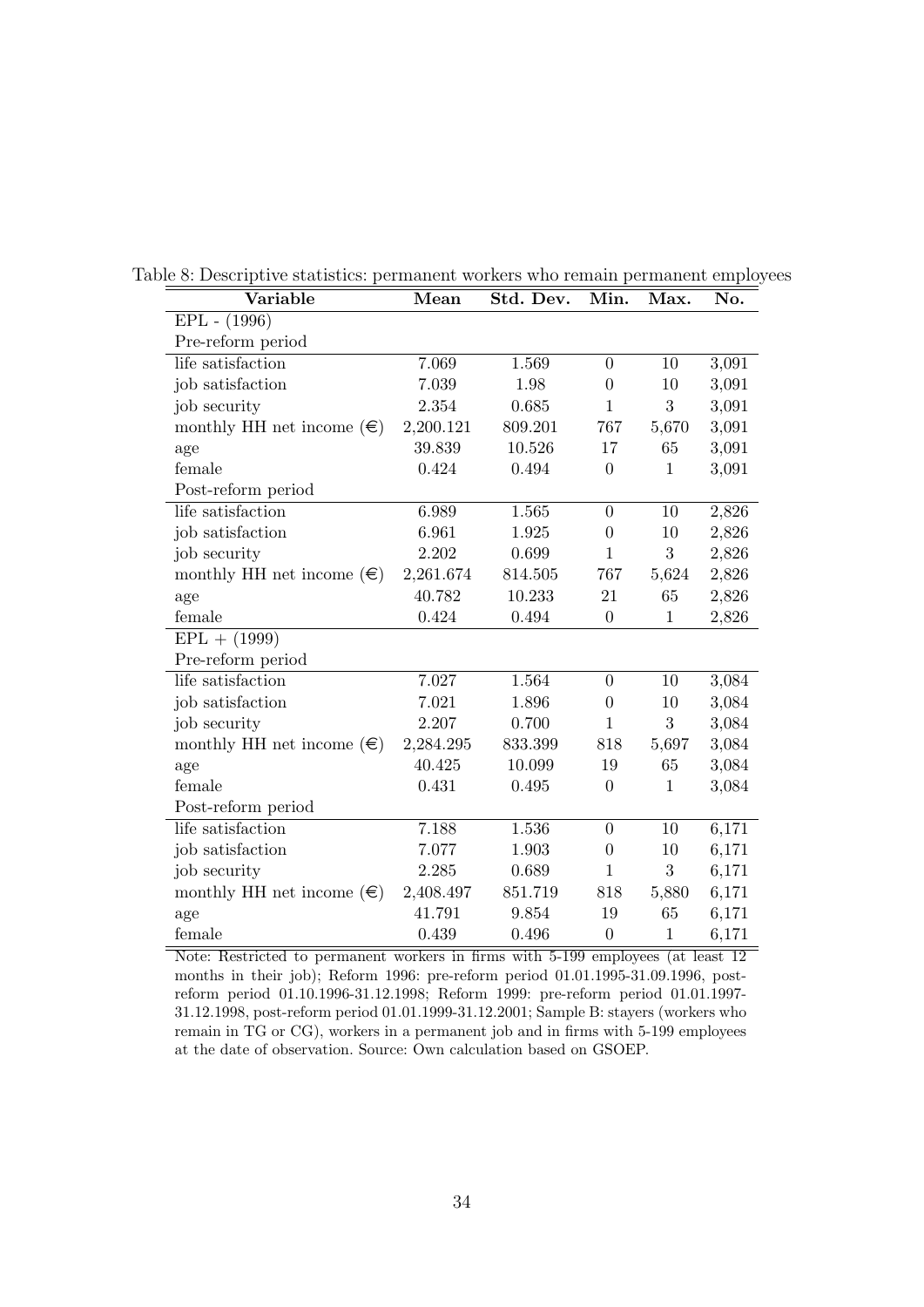Table 8: Descriptive statistics: permanent workers who remain permanent employees

| Variable | Mean | Std. Dev. | Min. | Max. | No. |
|---|---|---|---|---|---|
| EPL - (1996) | | | | | |
| Pre-reform period | | | | | |
| life satisfaction | 7.069 | 1.569 | 0 | 10 | 3,091 |
| job satisfaction | 7.039 | 1.98 | 0 | 10 | 3,091 |
| job security | 2.354 | 0.685 | 1 | 3 | 3,091 |
| monthly HH net income (€) | 2,200.121 | 809.201 | 767 | 5,670 | 3,091 |
| age | 39.839 | 10.526 | 17 | 65 | 3,091 |
| female | 0.424 | 0.494 | 0 | 1 | 3,091 |
| Post-reform period | | | | | |
| life satisfaction | 6.989 | 1.565 | 0 | 10 | 2,826 |
| job satisfaction | 6.961 | 1.925 | 0 | 10 | 2,826 |
| job security | 2.202 | 0.699 | 1 | 3 | 2,826 |
| monthly HH net income (€) | 2,261.674 | 814.505 | 767 | 5,624 | 2,826 |
| age | 40.782 | 10.233 | 21 | 65 | 2,826 |
| female | 0.424 | 0.494 | 0 | 1 | 2,826 |
| EPL + (1999) | | | | | |
| Pre-reform period | | | | | |
| life satisfaction | 7.027 | 1.564 | 0 | 10 | 3,084 |
| job satisfaction | 7.021 | 1.896 | 0 | 10 | 3,084 |
| job security | 2.207 | 0.700 | 1 | 3 | 3,084 |
| monthly HH net income (€) | 2,284.295 | 833.399 | 818 | 5,697 | 3,084 |
| age | 40.425 | 10.099 | 19 | 65 | 3,084 |
| female | 0.431 | 0.495 | 0 | 1 | 3,084 |
| Post-reform period | | | | | |
| life satisfaction | 7.188 | 1.536 | 0 | 10 | 6,171 |
| job satisfaction | 7.077 | 1.903 | 0 | 10 | 6,171 |
| job security | 2.285 | 0.689 | 1 | 3 | 6,171 |
| monthly HH net income (€) | 2,408.497 | 851.719 | 818 | 5,880 | 6,171 |
| age | 41.791 | 9.854 | 19 | 65 | 6,171 |
| female | 0.439 | 0.496 | 0 | 1 | 6,171 |

Note: Restricted to permanent workers in firms with 5-199 employees (at least 12 months in their job); Reform 1996: pre-reform period 01.01.1995-31.09.1996, post-reform period 01.10.1996-31.12.1998; Reform 1999: pre-reform period 01.01.1997-31.12.1998, post-reform period 01.01.1999-31.12.2001; Sample B: stayers (workers who remain in TG or CG), workers in a permanent job and in firms with 5-199 employees at the date of observation. Source: Own calculation based on GSOEP.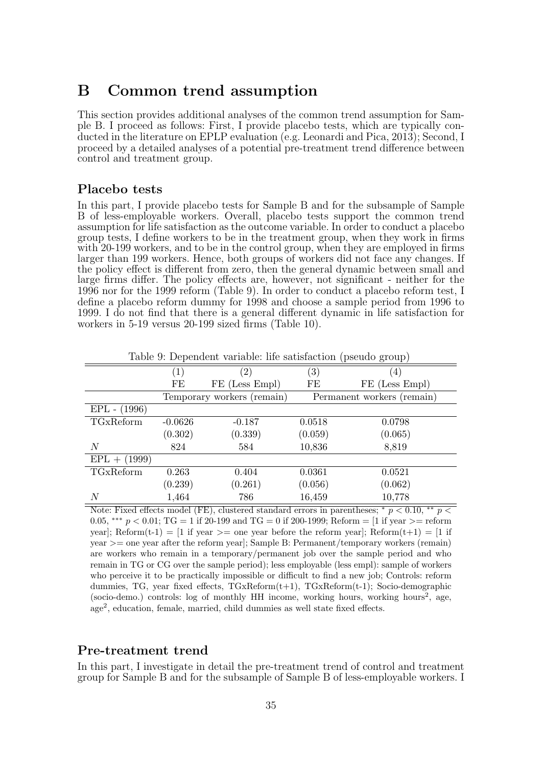# B Common trend assumption

This section provides additional analyses of the common trend assumption for Sample B. I proceed as follows: First, I provide placebo tests, which are typically conducted in the literature on EPLP evaluation (e.g. Leonardi and Pica, 2013); Second, I proceed by a detailed analyses of a potential pre-treatment trend difference between control and treatment group.

## Placebo tests

In this part, I provide placebo tests for Sample B and for the subsample of Sample B of less-employable workers. Overall, placebo tests support the common trend assumption for life satisfaction as the outcome variable. In order to conduct a placebo group tests, I define workers to be in the treatment group, when they work in firms with 20-199 workers, and to be in the control group, when they are employed in firms larger than 199 workers. Hence, both groups of workers did not face any changes. If the policy effect is different from zero, then the general dynamic between small and large firms differ. The policy effects are, however, not significant - neither for the 1996 nor for the 1999 reform (Table 9). In order to conduct a placebo reform test, I define a placebo reform dummy for 1998 and choose a sample period from 1996 to 1999. I do not find that there is a general different dynamic in life satisfaction for workers in 5-19 versus 20-199 sized firms (Table 10).

Table 9: Dependent variable: life satisfaction (pseudo group)

| | (1) | (2) | (3) | (4) |
|---|---|---|---|---|
| | FE | FE (Less Empl) | FE | FE (Less Empl) |
| | Temporary workers (remain) | | Permanent workers (remain) | |
| EPL - (1996) | | | | |
| TGxReform | -0.0626 | -0.187 | 0.0518 | 0.0798 |
| | (0.302) | (0.339) | (0.059) | (0.065) |
| $N$ | 824 | 584 | 10,836 | 8,819 |
| EPL + (1999) | | | | |
| TGxReform | 0.263 | 0.404 | 0.0361 | 0.0521 |
| | (0.239) | (0.261) | (0.056) | (0.062) |
| $N$ | 1,464 | 786 | 16,459 | 10,778 |

Note: Fixed effects model (FE), clustered standard errors in parentheses; * $p < 0.10$, ** $p < 0.05$, *** $p < 0.01$; TG = 1 if 20-199 and TG = 0 if 200-1999; Reform = [1 if year >= reform year]; Reform(t-1) = [1 if year >= one year before the reform year]; Reform(t+1) = [1 if year >= one year after the reform year]; Sample B: Permanent/temporary workers (remain) are workers who remain in a temporary/permanent job over the sample period and who remain in TG or CG over the sample period); less employable (less empl): sample of workers who perceive it to be practically impossible or difficult to find a new job; Controls: reform dummies, TG, year fixed effects, TGxReform(t+1), TGxReform(t-1); Socio-demographic (socio-demo.) controls: log of monthly HH income, working hours, working hours$^2$, age, age$^2$, education, female, married, child dummies as well state fixed effects.

## Pre-treatment trend

In this part, I investigate in detail the pre-treatment trend of control and treatment group for Sample B and for the subsample of Sample B of less-employable workers. I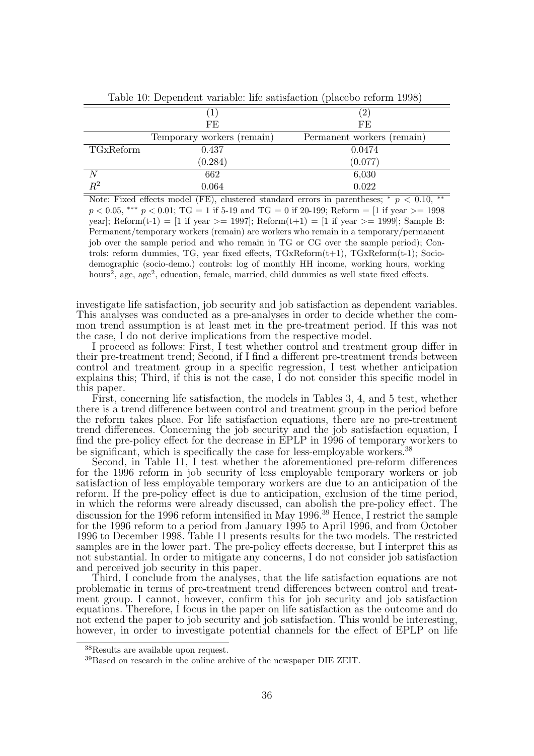Table 10: Dependent variable: life satisfaction (placebo reform 1998)

| | (1) | (2) |
|---|---|---|
| | FE | FE |
| | Temporary workers (remain) | Permanent workers (remain) |
| TGxReform | 0.437 | 0.0474 |
| | (0.284) | (0.077) |
| $N$ | 662 | 6,030 |
| $R^2$ | 0.064 | 0.022 |

Note: Fixed effects model (FE), clustered standard errors in parentheses; * $p < 0.10$, ** $p < 0.05$, *** $p < 0.01$; TG = 1 if 5-19 and TG = 0 if 20-199; Reform = [1 if year >= 1998 year]; Reform(t-1) = [1 if year >= 1997]; Reform(t+1) = [1 if year >= 1999]; Sample B: Permanent/temporary workers (remain) are workers who remain in a temporary/permanent job over the sample period and who remain in TG or CG over the sample period); Controls: reform dummies, TG, year fixed effects, TGxReform(t+1), TGxReform(t-1); Socio-demographic (socio-demo.) controls: log of monthly HH income, working hours, working hours$^2$, age, age$^2$, education, female, married, child dummies as well state fixed effects.

investigate life satisfaction, job security and job satisfaction as dependent variables. This analyses was conducted as a pre-analyses in order to decide whether the common trend assumption is at least met in the pre-treatment period. If this was not the case, I do not derive implications from the respective model.

I proceed as follows: First, I test whether control and treatment group differ in their pre-treatment trend; Second, if I find a different pre-treatment trends between control and treatment group in a specific regression, I test whether anticipation explains this; Third, if this is not the case, I do not consider this specific model in this paper.

First, concerning life satisfaction, the models in Tables 3, 4, and 5 test, whether there is a trend difference between control and treatment group in the period before the reform takes place. For life satisfaction equations, there are no pre-treatment trend differences. Concerning the job security and the job satisfaction equation, I find the pre-policy effect for the decrease in EPLP in 1996 of temporary workers to be significant, which is specifically the case for less-employable workers.[38]

Second, in Table 11, I test whether the aforementioned pre-reform differences for the 1996 reform in job security of less employable temporary workers or job satisfaction of less employable temporary workers are due to an anticipation of the reform. If the pre-policy effect is due to anticipation, exclusion of the time period, in which the reforms were already discussed, can abolish the pre-policy effect. The discussion for the 1996 reform intensified in May 1996.[39] Hence, I restrict the sample for the 1996 reform to a period from January 1995 to April 1996, and from October 1996 to December 1998. Table 11 presents results for the two models. The restricted samples are in the lower part. The pre-policy effects decrease, but I interpret this as not substantial. In order to mitigate any concerns, I do not consider job satisfaction and perceived job security in this paper.

Third, I conclude from the analyses, that the life satisfaction equations are not problematic in terms of pre-treatment trend differences between control and treatment group. I cannot, however, confirm this for job security and job satisfaction equations. Therefore, I focus in the paper on life satisfaction as the outcome and do not extend the paper to job security and job satisfaction. This would be interesting, however, in order to investigate potential channels for the effect of EPLP on life

[38]Results are available upon request.

[39]Based on research in the online archive of the newspaper DIE ZEIT.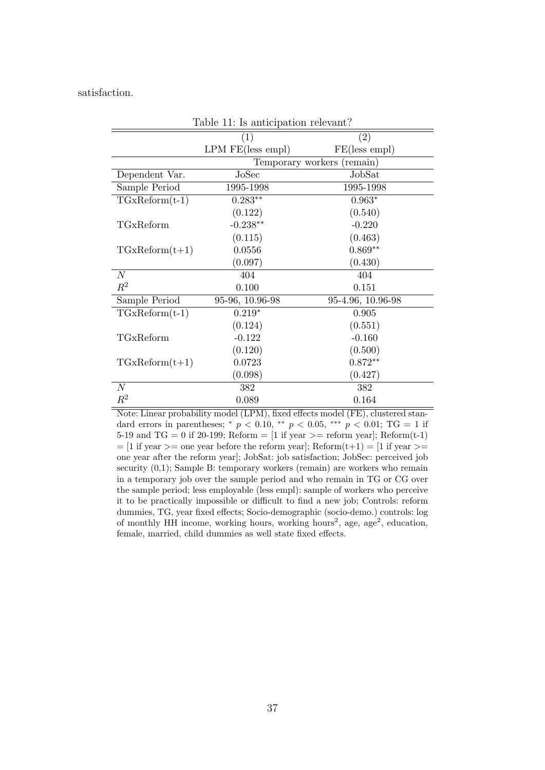satisfaction.

Table 11: Is anticipation relevant?

| | (1) | (2) |
|---|---|---|
| | LPM FE(less empl) | FE(less empl) |
| | Temporary workers (remain) | |
| Dependent Var. | JoSec | JobSat |
| Sample Period | 1995-1998 | 1995-1998 |
| TGxReform(t-1) | 0.283** | 0.963* |
| | (0.122) | (0.540) |
| TGxReform | -0.238** | -0.220 |
| | (0.115) | (0.463) |
| TGxReform(t+1) | 0.0556 | 0.869** |
| | (0.097) | (0.430) |
| $N$ | 404 | 404 |
| $R^2$ | 0.100 | 0.151 |
| Sample Period | 95-96, 10.96-98 | 95-4.96, 10.96-98 |
| TGxReform(t-1) | 0.219* | 0.905 |
| | (0.124) | (0.551) |
| TGxReform | -0.122 | -0.160 |
| | (0.120) | (0.500) |
| TGxReform(t+1) | 0.0723 | 0.872** |
| | (0.098) | (0.427) |
| $N$ | 382 | 382 |
| $R^2$ | 0.089 | 0.164 |

Note: Linear probability model (LPM), fixed effects model (FE), clustered standard errors in parentheses; * $p < 0.10$, ** $p < 0.05$, *** $p < 0.01$; TG = 1 if 5-19 and TG = 0 if 20-199; Reform = [1 if year >= reform year]; Reform(t-1) = [1 if year >= one year before the reform year]; Reform(t+1) = [1 if year >= one year after the reform year]; JobSat: job satisfaction; JobSec: perceived job security (0,1); Sample B: temporary workers (remain) are workers who remain in a temporary job over the sample period and who remain in TG or CG over the sample period; less employable (less empl): sample of workers who perceive it to be practically impossible or difficult to find a new job; Controls: reform dummies, TG, year fixed effects; Socio-demographic (socio-demo.) controls: log of monthly HH income, working hours, working hours$^2$, age, age$^2$, education, female, married, child dummies as well state fixed effects.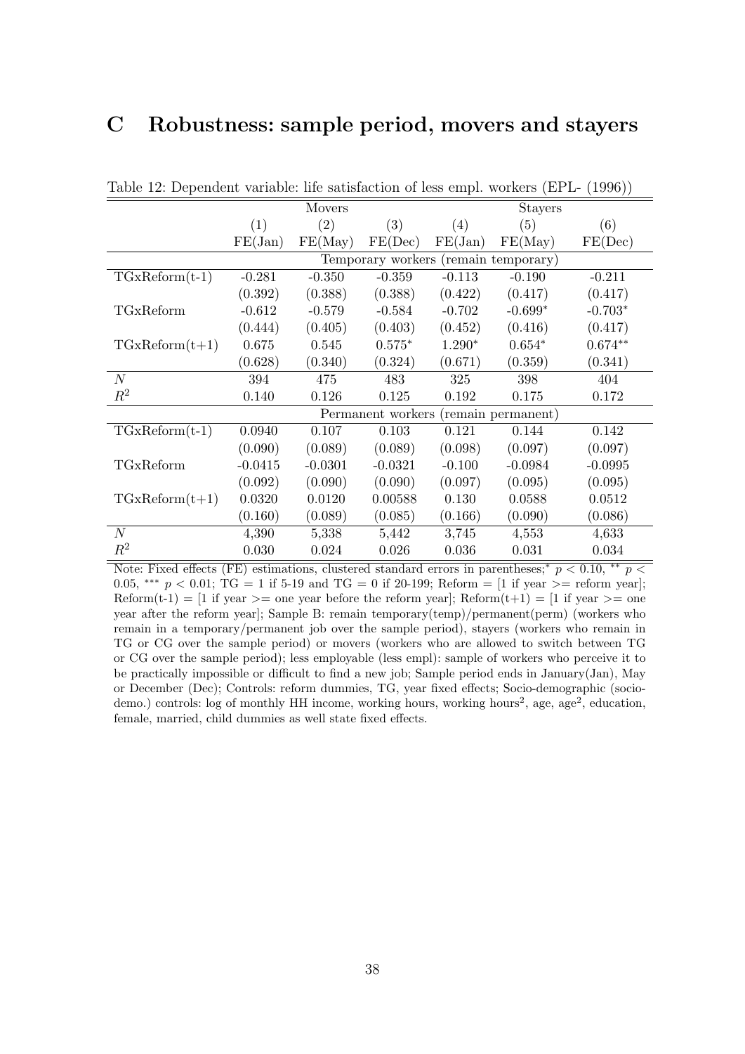# C Robustness: sample period, movers and stayers

Table 12: Dependent variable: life satisfaction of less empl. workers (EPL- (1996))

| | Movers | | | Stayers | | |
|---|---|---|---|---|---|---|
| | (1) | (2) | (3) | (4) | (5) | (6) |
| | FE(Jan) | FE(May) | FE(Dec) | FE(Jan) | FE(May) | FE(Dec) |
| | Temporary workers (remain temporary) | | | | | |
| TGxReform(t-1) | -0.281 | -0.350 | -0.359 | -0.113 | -0.190 | -0.211 |
| | (0.392) | (0.388) | (0.388) | (0.422) | (0.417) | (0.417) |
| TGxReform | -0.612 | -0.579 | -0.584 | -0.702 | -0.699* | -0.703* |
| | (0.444) | (0.405) | (0.403) | (0.452) | (0.416) | (0.417) |
| TGxReform(t+1) | 0.675 | 0.545 | 0.575* | 1.290* | 0.654* | 0.674** |
| | (0.628) | (0.340) | (0.324) | (0.671) | (0.359) | (0.341) |
| $N$ | 394 | 475 | 483 | 325 | 398 | 404 |
| $R^2$ | 0.140 | 0.126 | 0.125 | 0.192 | 0.175 | 0.172 |
| | Permanent workers (remain permanent) | | | | | |
| TGxReform(t-1) | 0.0940 | 0.107 | 0.103 | 0.121 | 0.144 | 0.142 |
| | (0.090) | (0.089) | (0.089) | (0.098) | (0.097) | (0.097) |
| TGxReform | -0.0415 | -0.0301 | -0.0321 | -0.100 | -0.0984 | -0.0995 |
| | (0.092) | (0.090) | (0.090) | (0.097) | (0.095) | (0.095) |
| TGxReform(t+1) | 0.0320 | 0.0120 | 0.00588 | 0.130 | 0.0588 | 0.0512 |
| | (0.160) | (0.089) | (0.085) | (0.166) | (0.090) | (0.086) |
| $N$ | 4,390 | 5,338 | 5,442 | 3,745 | 4,553 | 4,633 |
| $R^2$ | 0.030 | 0.024 | 0.026 | 0.036 | 0.031 | 0.034 |

Note: Fixed effects (FE) estimations, clustered standard errors in parentheses; * $p < 0.10$, ** $p < 0.05$, *** $p < 0.01$; TG = 1 if 5-19 and TG = 0 if 20-199; Reform = [1 if year >= reform year]; Reform(t-1) = [1 if year >= one year before the reform year]; Reform(t+1) = [1 if year >= one year after the reform year]; Sample B: remain temporary(temp)/permanent(perm) (workers who remain in a temporary/permanent job over the sample period), stayers (workers who remain in TG or CG over the sample period) or movers (workers who are allowed to switch between TG or CG over the sample period); less employable (less empl): sample of workers who perceive it to be practically impossible or difficult to find a new job; Sample period ends in January(Jan), May or December (Dec); Controls: reform dummies, TG, year fixed effects; Socio-demographic (socio-demo.) controls: log of monthly HH income, working hours, working hours$^2$, age, age$^2$, education, female, married, child dummies as well state fixed effects.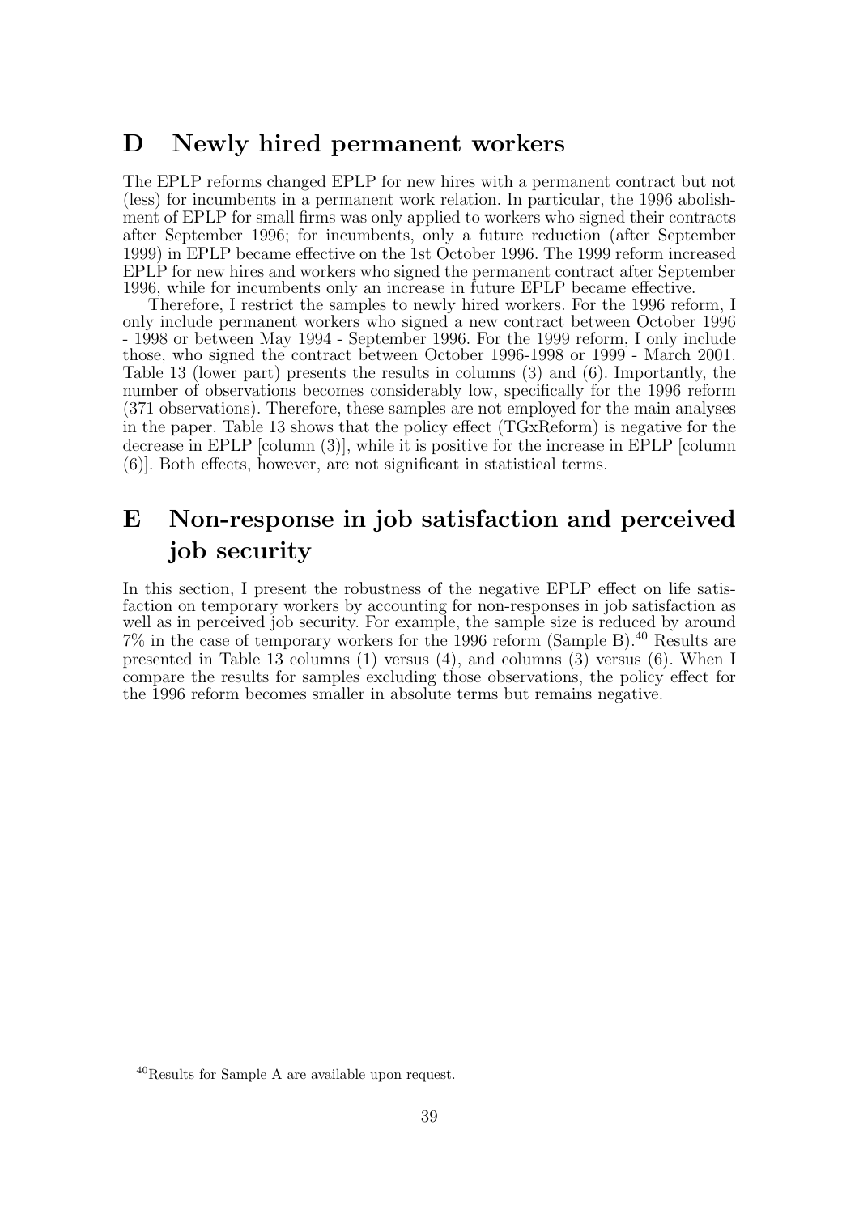# D Newly hired permanent workers

The EPLP reforms changed EPLP for new hires with a permanent contract but not (less) for incumbents in a permanent work relation. In particular, the 1996 abolishment of EPLP for small firms was only applied to workers who signed their contracts after September 1996; for incumbents, only a future reduction (after September 1999) in EPLP became effective on the 1st October 1996. The 1999 reform increased EPLP for new hires and workers who signed the permanent contract after September 1996, while for incumbents only an increase in future EPLP became effective.

Therefore, I restrict the samples to newly hired workers. For the 1996 reform, I only include permanent workers who signed a new contract between October 1996 - 1998 or between May 1994 - September 1996. For the 1999 reform, I only include those, who signed the contract between October 1996-1998 or 1999 - March 2001. Table 13 (lower part) presents the results in columns (3) and (6). Importantly, the number of observations becomes considerably low, specifically for the 1996 reform (371 observations). Therefore, these samples are not employed for the main analyses in the paper. Table 13 shows that the policy effect (TGxReform) is negative for the decrease in EPLP [column (3)], while it is positive for the increase in EPLP [column (6)]. Both effects, however, are not significant in statistical terms.

# E Non-response in job satisfaction and perceived job security

In this section, I present the robustness of the negative EPLP effect on life satisfaction on temporary workers by accounting for non-responses in job satisfaction as well as in perceived job security. For example, the sample size is reduced by around 7% in the case of temporary workers for the 1996 reform (Sample B).[40] Results are presented in Table 13 columns (1) versus (4), and columns (3) versus (6). When I compare the results for samples excluding those observations, the policy effect for the 1996 reform becomes smaller in absolute terms but remains negative.

[40] Results for Sample A are available upon request.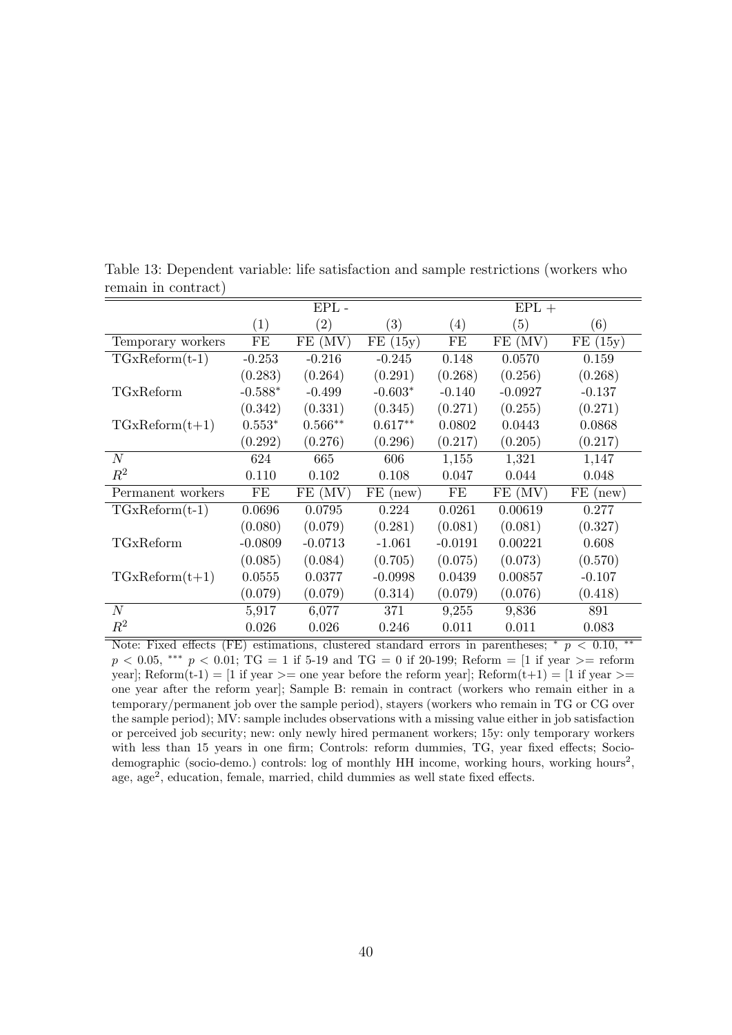Table 13: Dependent variable: life satisfaction and sample restrictions (workers who remain in contract)

| | EPL - | | | EPL + | | |
|---|---|---|---|---|---|---|
| | (1) | (2) | (3) | (4) | (5) | (6) |
| Temporary workers | FE | FE (MV) | FE (15y) | FE | FE (MV) | FE (15y) |
| TGxReform(t-1) | -0.253 | -0.216 | -0.245 | 0.148 | 0.0570 | 0.159 |
| | (0.283) | (0.264) | (0.291) | (0.268) | (0.256) | (0.268) |
| TGxReform | -0.588* | -0.499 | -0.603* | -0.140 | -0.0927 | -0.137 |
| | (0.342) | (0.331) | (0.345) | (0.271) | (0.255) | (0.271) |
| TGxReform(t+1) | 0.553* | 0.566** | 0.617** | 0.0802 | 0.0443 | 0.0868 |
| | (0.292) | (0.276) | (0.296) | (0.217) | (0.205) | (0.217) |
| $N$ | 624 | 665 | 606 | 1,155 | 1,321 | 1,147 |
| $R^2$ | 0.110 | 0.102 | 0.108 | 0.047 | 0.044 | 0.048 |
| Permanent workers | FE | FE (MV) | FE (new) | FE | FE (MV) | FE (new) |
| TGxReform(t-1) | 0.0696 | 0.0795 | 0.224 | 0.0261 | 0.00619 | 0.277 |
| | (0.080) | (0.079) | (0.281) | (0.081) | (0.081) | (0.327) |
| TGxReform | -0.0809 | -0.0713 | -1.061 | -0.0191 | 0.00221 | 0.608 |
| | (0.085) | (0.084) | (0.705) | (0.075) | (0.073) | (0.570) |
| TGxReform(t+1) | 0.0555 | 0.0377 | -0.0998 | 0.0439 | 0.00857 | -0.107 |
| | (0.079) | (0.079) | (0.314) | (0.079) | (0.076) | (0.418) |
| $N$ | 5,917 | 6,077 | 371 | 9,255 | 9,836 | 891 |
| $R^2$ | 0.026 | 0.026 | 0.246 | 0.011 | 0.011 | 0.083 |

Note: Fixed effects (FE) estimations, clustered standard errors in parentheses; * $p < 0.10$, ** $p < 0.05$, *** $p < 0.01$; TG = 1 if 5-19 and TG = 0 if 20-199; Reform = [1 if year >= reform year]; Reform(t-1) = [1 if year >= one year before the reform year]; Reform(t+1) = [1 if year >= one year after the reform year]; Sample B: remain in contract (workers who remain either in a temporary/permanent job over the sample period), stayers (workers who remain in TG or CG over the sample period); MV: sample includes observations with a missing value either in job satisfaction or perceived job security; new: only newly hired permanent workers; 15y: only temporary workers with less than 15 years in one firm; Controls: reform dummies, TG, year fixed effects; Socio-demographic (socio-demo.) controls: log of monthly HH income, working hours, working hours$^2$, age, age$^2$, education, female, married, child dummies as well state fixed effects.